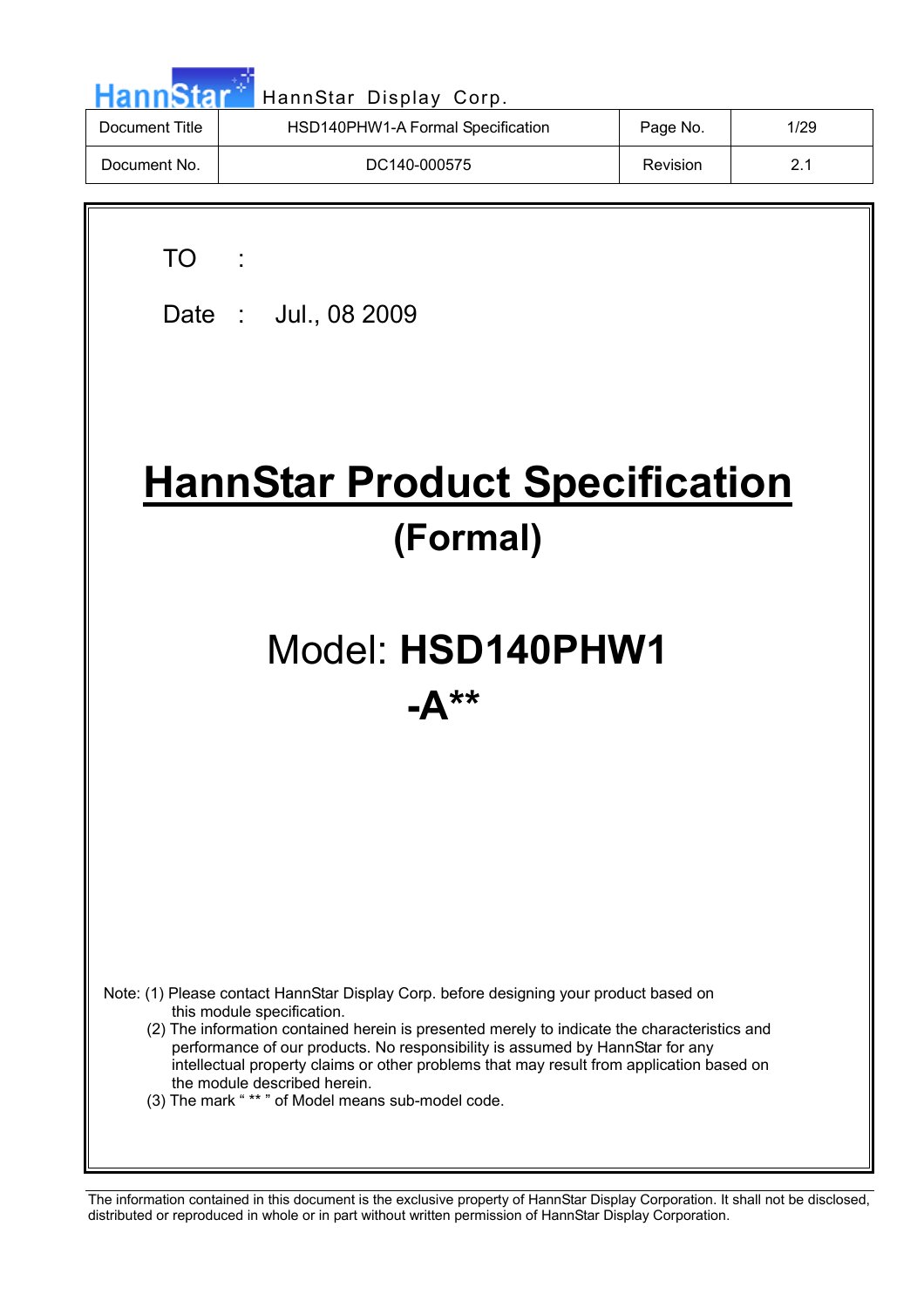HannStar Display Corp.

| Document Title | HSD140PHW1-A Formal Specification | Page No. | 1/29 |
|---|---|---|---|
| Document No. | DC140-000575 | Revision | 2.1 |

TO :

Date : Jul., 08 2009

# HannStar Product Specification

## (Formal)

## Model: **HSD140PHW1 -A****

Note: (1) Please contact HannStar Display Corp. before designing your product based on this module specification.

(2) The information contained herein is presented merely to indicate the characteristics and performance of our products. No responsibility is assumed by HannStar for any intellectual property claims or other problems that may result from application based on the module described herein.

(3) The mark " ** " of Model means sub-model code.

The information contained in this document is the exclusive property of HannStar Display Corporation. It shall not be disclosed, distributed or reproduced in whole or in part without written permission of HannStar Display Corporation.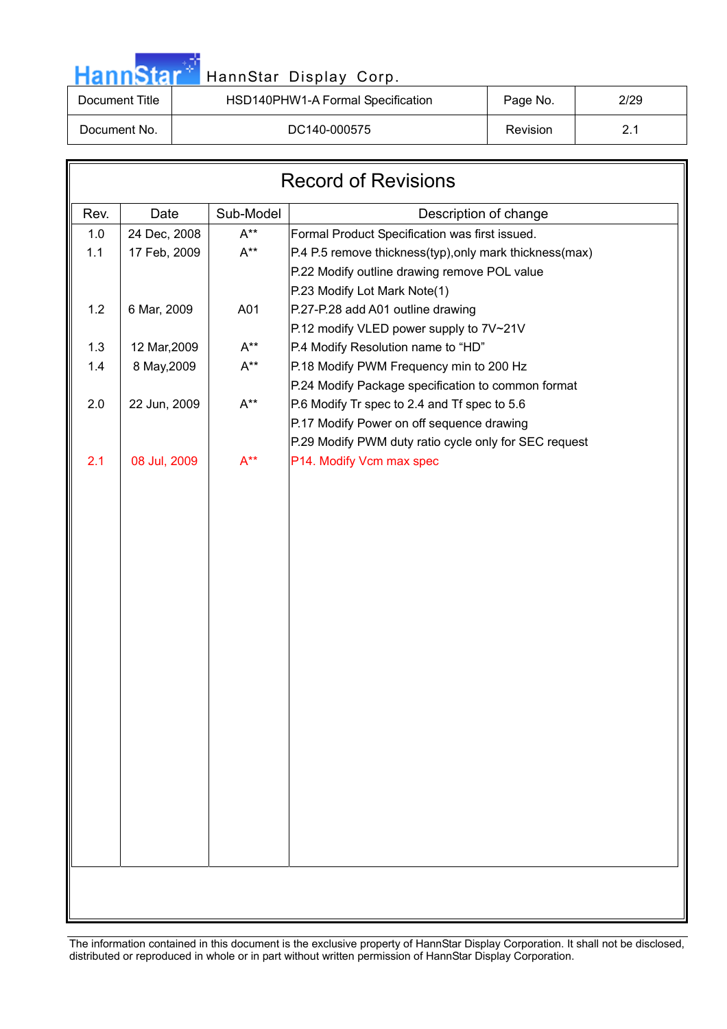| Document Title | HSD140PHW1-A Formal Specification | Page No. | 2/29 |
|---|---|---|---|
| Document No. | DC140-000575 | Revision | 2.1 |

# Record of Revisions

| Rev. | Date | Sub-Model | Description of change |
|---|---|---|---|
| 1.0 | 24 Dec, 2008 | A** | Formal Product Specification was first issued. |
| 1.1 | 17 Feb, 2009 | A** | P.4 P.5 remove thickness(typ),only mark thickness(max) |
| | | | P.22 Modify outline drawing remove POL value |
| | | | P.23 Modify Lot Mark Note(1) |
| 1.2 | 6 Mar, 2009 | A01 | P.27-P.28 add A01 outline drawing |
| | | | P.12 modify VLED power supply to 7V~21V |
| 1.3 | 12 Mar,2009 | A** | P.4 Modify Resolution name to "HD" |
| 1.4 | 8 May,2009 | A** | P.18 Modify PWM Frequency min to 200 Hz |
| | | | P.24 Modify Package specification to common format |
| 2.0 | 22 Jun, 2009 | A** | P.6 Modify Tr spec to 2.4 and Tf spec to 5.6 |
| | | | P.17 Modify Power on off sequence drawing |
| | | | P.29 Modify PWM duty ratio cycle only for SEC request |
| 2.1 | 08 Jul, 2009 | A** | P14. Modify Vcm max spec |

The information contained in this document is the exclusive property of HannStar Display Corporation. It shall not be disclosed, distributed or reproduced in whole or in part without written permission of HannStar Display Corporation.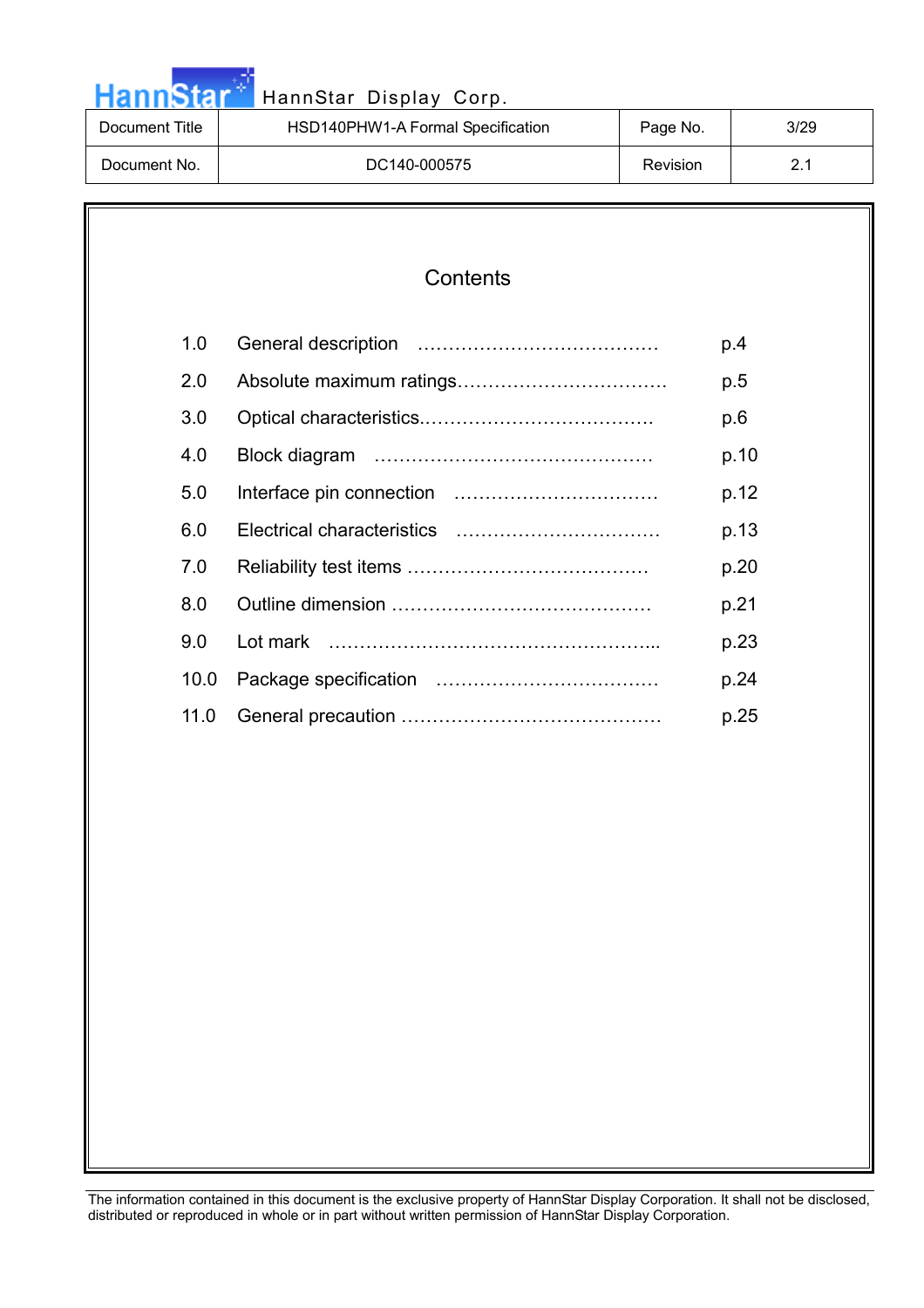# Contents

| | | |
|---|---|---|
| 1.0 | General description ………………………………… | p.4 |
| 2.0 | Absolute maximum ratings……………………………. | p.5 |
| 3.0 | Optical characteristics.………………………………. | p.6 |
| 4.0 | Block diagram ……………………………………… | p.10 |
| 5.0 | Interface pin connection …………………………… | p.12 |
| 6.0 | Electrical characteristics …………………………… | p.13 |
| 7.0 | Reliability test items ………………………………… | p.20 |
| 8.0 | Outline dimension …………………………………… | p.21 |
| 9.0 | Lot mark ……………………………………………... | p.23 |
| 10.0 | Package specification ……………………………… | p.24 |
| 11.0 | General precaution …………………………………… | p.25 |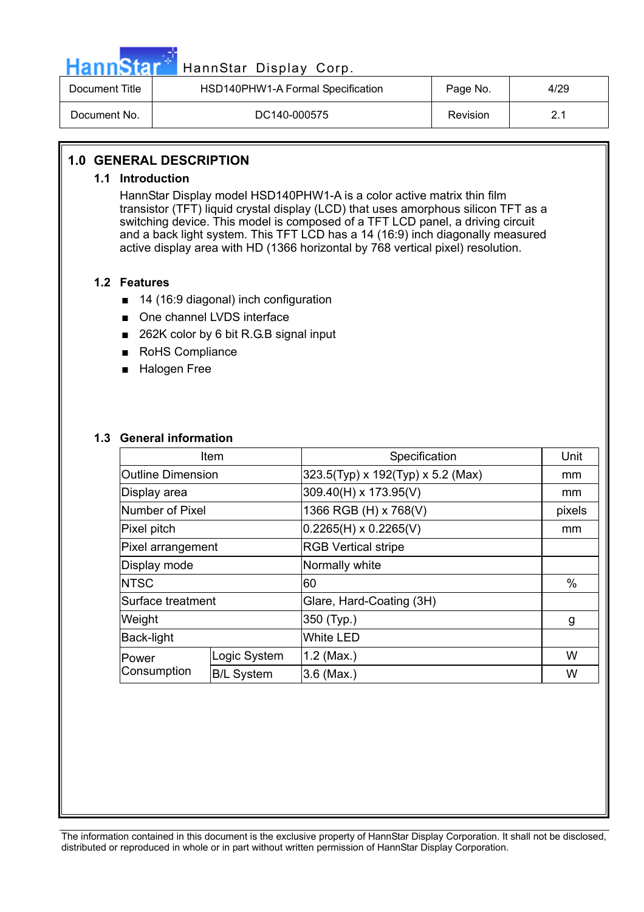# 1.0 GENERAL DESCRIPTION

## 1.1 Introduction

HannStar Display model HSD140PHW1-A is a color active matrix thin film transistor (TFT) liquid crystal display (LCD) that uses amorphous silicon TFT as a switching device. This model is composed of a TFT LCD panel, a driving circuit and a back light system. This TFT LCD has a 14 (16:9) inch diagonally measured active display area with HD (1366 horizontal by 768 vertical pixel) resolution.

## 1.2 Features

- 14 (16:9 diagonal) inch configuration
- One channel LVDS interface
- 262K color by 6 bit R.G.B signal input
- RoHS Compliance
- Halogen Free

## 1.3 General information

| Item | | Specification | Unit |
|---|---|---|---|
| Outline Dimension | | 323.5(Typ) x 192(Typ) x 5.2 (Max) | mm |
| Display area | | 309.40(H) x 173.95(V) | mm |
| Number of Pixel | | 1366 RGB (H) x 768(V) | pixels |
| Pixel pitch | | 0.2265(H) x 0.2265(V) | mm |
| Pixel arrangement | | RGB Vertical stripe | |
| Display mode | | Normally white | |
| NTSC | | 60 | % |
| Surface treatment | | Glare, Hard-Coating (3H) | |
| Weight | | 350 (Typ.) | g |
| Back-light | | White LED | |
| Power Consumption | Logic System | 1.2 (Max.) | W |
| | B/L System | 3.6 (Max.) | W |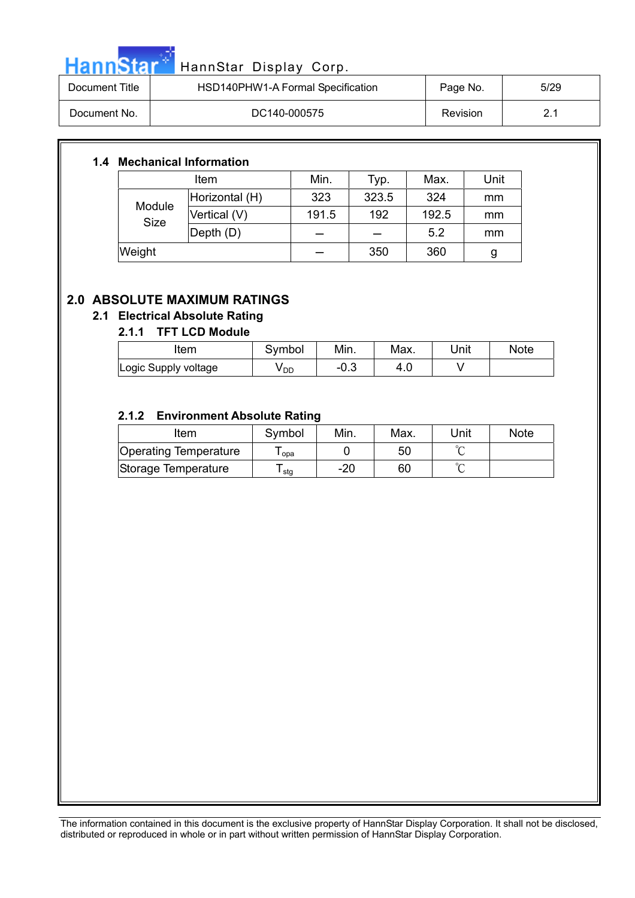### 1.4 Mechanical Information

| Item | | Min. | Typ. | Max. | Unit |
|---|---|---|---|---|---|
| Module Size | Horizontal (H) | 323 | 323.5 | 324 | mm |
| | Vertical (V) | 191.5 | 192 | 192.5 | mm |
| | Depth (D) | — | — | 5.2 | mm |
| Weight | | — | 350 | 360 | g |

## 2.0 ABSOLUTE MAXIMUM RATINGS

### 2.1 Electrical Absolute Rating

#### 2.1.1 TFT LCD Module

| Item | Symbol | Min. | Max. | Unit | Note |
|---|---|---|---|---|---|
| Logic Supply voltage | $V_{DD}$ | -0.3 | 4.0 | V | |

#### 2.1.2 Environment Absolute Rating

| Item | Symbol | Min. | Max. | Unit | Note |
|---|---|---|---|---|---|
| Operating Temperature | $T_{opa}$ | 0 | 50 | ℃ | |
| Storage Temperature | $T_{stg}$ | -20 | 60 | ℃ | |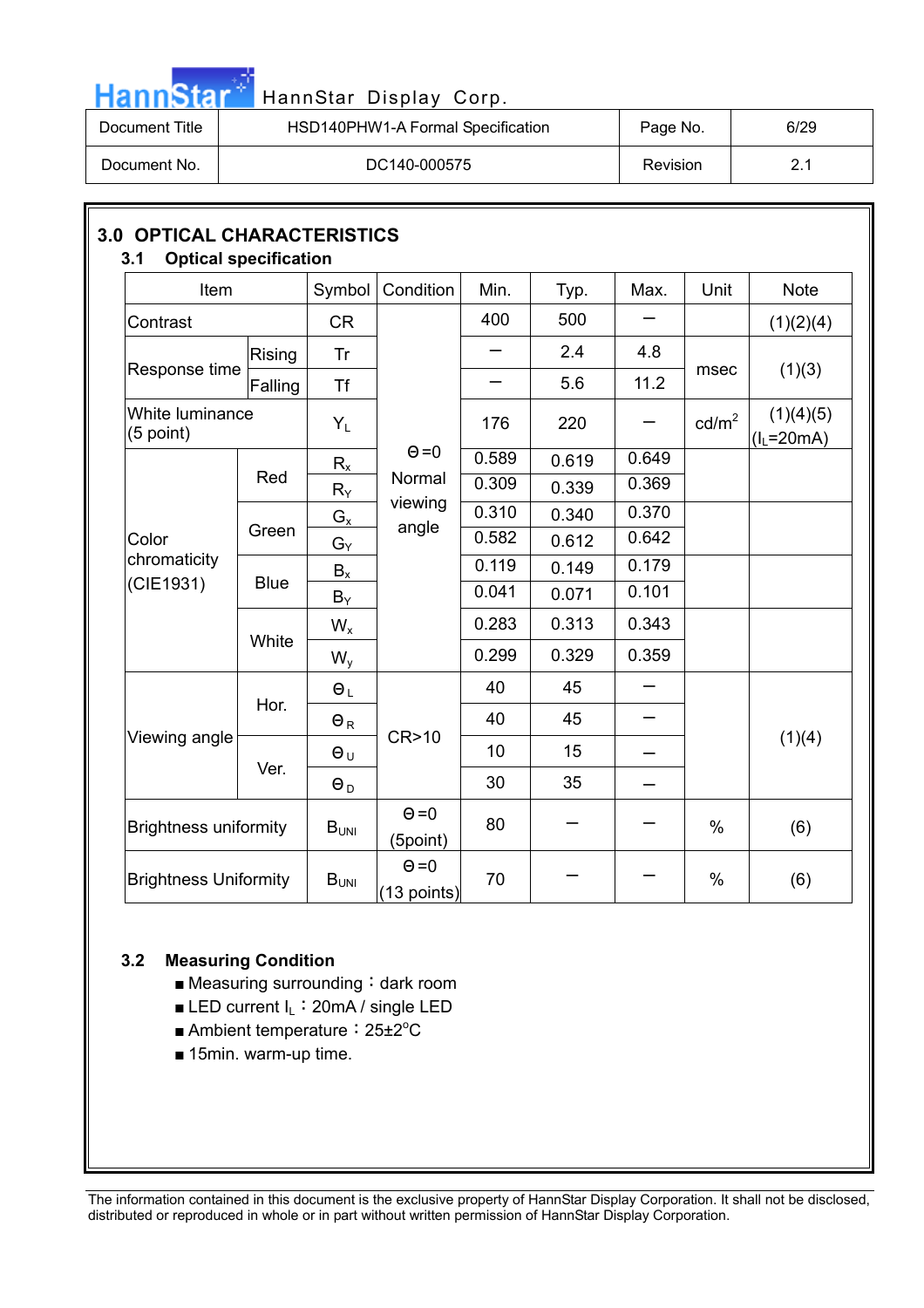## 3.0 OPTICAL CHARACTERISTICS

### 3.1 Optical specification

| Item | | Symbol | Condition | Min. | Typ. | Max. | Unit | Note |
|---|---|---|---|---|---|---|---|---|
| Contrast | | CR | Θ=0 Normal viewing angle | 400 | 500 | – | | (1)(2)(4) |
| Response time | Rising | Tr | | – | 2.4 | 4.8 | msec | (1)(3) |
| | Falling | Tf | | – | 5.6 | 11.2 | | |
| White luminance (5 point) | | $Y_L$ | | 176 | 220 | – | cd/m$^2$ | (1)(4)(5) ($I_L$=20mA) |
| Color chromaticity (CIE1931) | Red | $R_x$ | | 0.589 | 0.619 | 0.649 | | |
| | | $R_Y$ | | 0.309 | 0.339 | 0.369 | | |
| | Green | $G_x$ | | 0.310 | 0.340 | 0.370 | | |
| | | $G_Y$ | | 0.582 | 0.612 | 0.642 | | |
| | Blue | $B_x$ | | 0.119 | 0.149 | 0.179 | | |
| | | $B_Y$ | | 0.041 | 0.071 | 0.101 | | |
| | White | $W_x$ | | 0.283 | 0.313 | 0.343 | | |
| | | $W_y$ | | 0.299 | 0.329 | 0.359 | | |
| Viewing angle | Hor. | $Θ_L$ | CR>10 | 40 | 45 | – | | (1)(4) |
| | | $Θ_R$ | | 40 | 45 | – | | |
| | Ver. | $Θ_U$ | | 10 | 15 | – | | |
| | | $Θ_D$ | | 30 | 35 | – | | |
| Brightness uniformity | | $B_{UNI}$ | Θ=0 (5point) | 80 | – | – | % | (6) |
| Brightness Uniformity | | $B_{UNI}$ | Θ=0 (13 points) | 70 | – | – | % | (6) |

### 3.2 Measuring Condition

- Measuring surrounding：dark room
- LED current $I_L$：20mA / single LED
- Ambient temperature：25±2°C
- 15min. warm-up time.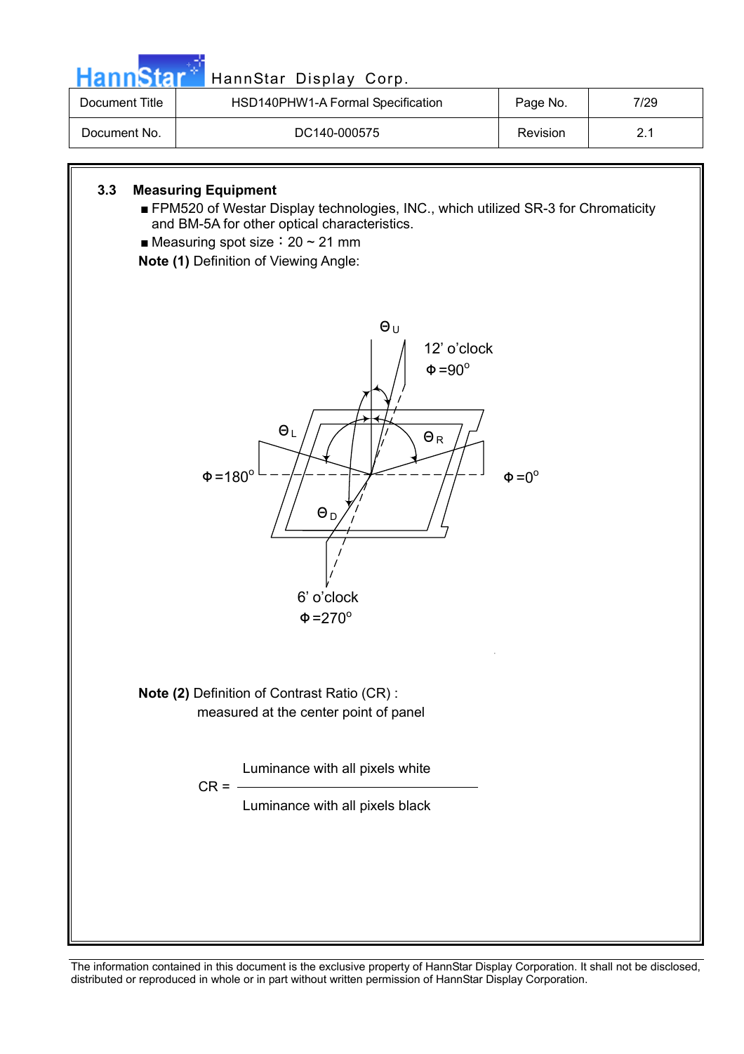### 3.3 Measuring Equipment

- FPM520 of Westar Display technologies, INC., which utilized SR-3 for Chromaticity and BM-5A for other optical characteristics.
- Measuring spot size：20 ~ 21 mm

**Note (1)** Definition of Viewing Angle:

$\Theta_U$

12' o'clock
$\Phi = 90^\circ$

$\Theta_L$ $\Theta_R$

$\Phi = 180^\circ$ $\Phi = 0^\circ$

$\Theta_D$

6' o'clock
$\Phi = 270^\circ$

**Note (2)** Definition of Contrast Ratio (CR) :
measured at the center point of panel

$$CR = \frac{\text{Luminance with all pixels white}}{\text{Luminance with all pixels black}}$$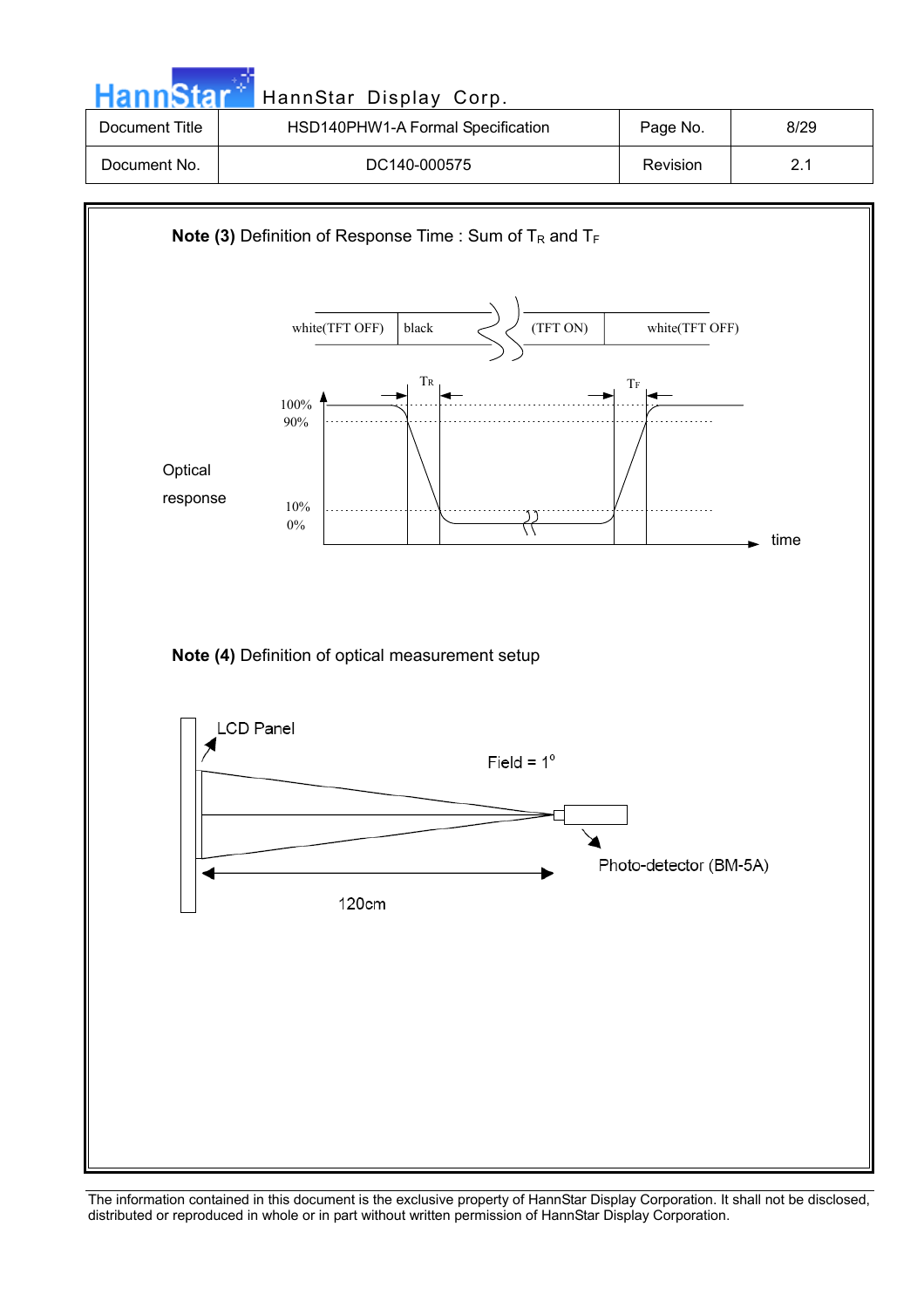| Document Title | HSD140PHW1-A Formal Specification | Page No. | 8/29 |
|---|---|---|---|
| Document No. | DC140-000575 | Revision | 2.1 |

**Note (3)** Definition of Response Time : Sum of $T_R$ and $T_F$

white(TFT OFF) | black | (TFT ON) | white(TFT OFF)

Optical response

100%
90%
10%
0%

$T_R$ $T_F$

time

**Note (4)** Definition of optical measurement setup

LCD Panel

Field = 1°

Photo-detector (BM-5A)

120cm

The information contained in this document is the exclusive property of HannStar Display Corporation. It shall not be disclosed, distributed or reproduced in whole or in part without written permission of HannStar Display Corporation.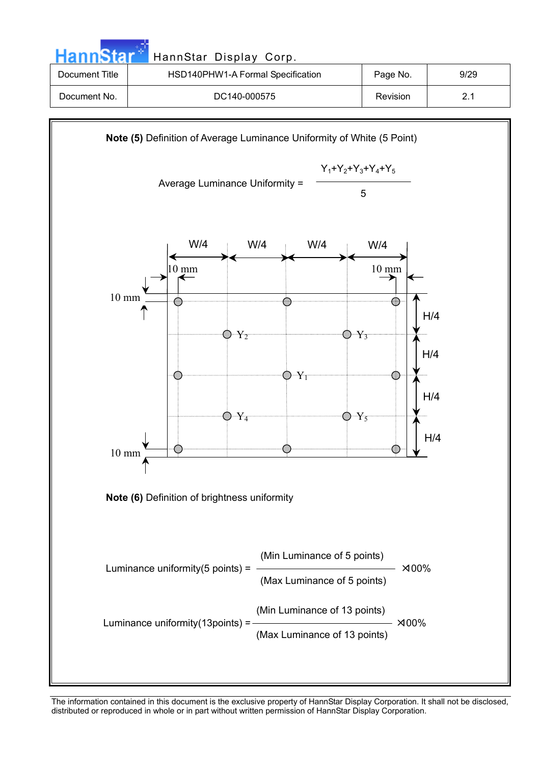| Document Title | HSD140PHW1-A Formal Specification | Page No. | 9/29 |
|---|---|---|---|
| Document No. | DC140-000575 | Revision | 2.1 |

**Note (5)** Definition of Average Luminance Uniformity of White (5 Point)

$$\text{Average Luminance Uniformity} = \frac{Y_1+Y_2+Y_3+Y_4+Y_5}{5}$$

W/4 W/4 W/4 W/4

10 mm 10 mm

10 mm

H/4

$Y_2$ $Y_3$

H/4

$Y_1$

H/4

$Y_4$ $Y_5$

H/4

10 mm

**Note (6)** Definition of brightness uniformity

$$\text{Luminance uniformity(5 points)} = \frac{\text{(Min Luminance of 5 points)}}{\text{(Max Luminance of 5 points)}} \times 100\%$$

$$\text{Luminance uniformity(13points)} = \frac{\text{(Min Luminance of 13 points)}}{\text{(Max Luminance of 13 points)}} \times 100\%$$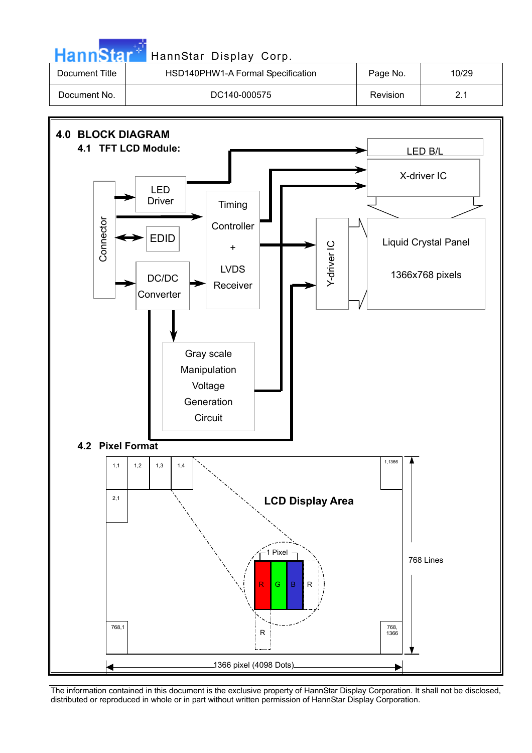## 4.0 BLOCK DIAGRAM

### 4.1 TFT LCD Module:

Connector

LED Driver

EDID

DC/DC Converter

Timing Controller + LVDS Receiver

Gray scale Manipulation Voltage Generation Circuit

LED B/L

X-driver IC

Y-driver IC

Liquid Crystal Panel

1366x768 pixels

### 4.2 Pixel Format

1,1 | 1,2 | 1,3 | 1,4 | 1,1366

2,1

LCD Display Area

1 Pixel

R G B R

R

768,1 | 768, 1366

768 Lines

1366 pixel (4098 Dots)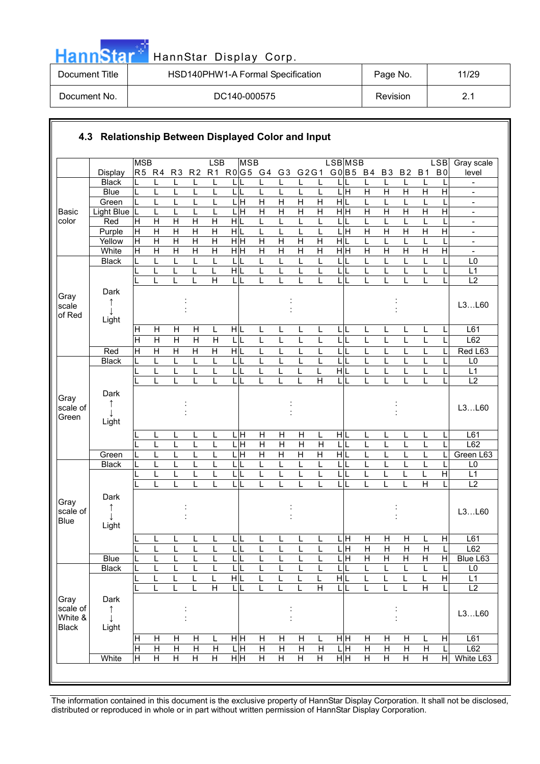## 4.3 Relationship Between Displayed Color and Input

| | Display | R5 (MSB) | R4 | R3 | R2 | R1 | R0 (LSB) | G5 (MSB) | G4 | G3 | G2 | G1 | G0 (LSB) | B5 (MSB) | B4 | B3 | B2 | B1 | B0 (LSB) | Gray scale level |
|---|---|---|---|---|---|---|---|---|---|---|---|---|---|---|---|---|---|---|---|---|
| Basic color | Black | L | L | L | L | L | L | L | L | L | L | L | L | L | L | L | L | L | L | - |
| | Blue | L | L | L | L | L | L | L | L | L | L | L | L | H | H | H | H | H | H | - |
| | Green | L | L | L | L | L | L | H | H | H | H | H | H | L | L | L | L | L | L | - |
| | Light Blue | L | L | L | L | L | L | H | H | H | H | H | H | H | H | H | H | H | H | - |
| | Red | H | H | H | H | H | H | L | L | L | L | L | L | L | L | L | L | L | L | - |
| | Purple | H | H | H | H | H | H | L | L | L | L | L | L | H | H | H | H | H | H | - |
| | Yellow | H | H | H | H | H | H | H | H | H | H | H | H | L | L | L | L | L | L | - |
| | White | H | H | H | H | H | H | H | H | H | H | H | H | H | H | H | H | H | H | - |
| Gray scale of Red | Black | L | L | L | L | L | L | L | L | L | L | L | L | L | L | L | L | L | L | L0 |
| | | L | L | L | L | L | H | L | L | L | L | L | L | L | L | L | L | L | L | L1 |
| | | L | L | L | L | H | L | L | L | L | L | L | L | L | L | L | L | L | L | L2 |
| | Dark ↑ ↓ Light | : | | | | | | : | | | | | | : | | | | | | L3…L60 |
| | | H | H | H | H | L | H | L | L | L | L | L | L | L | L | L | L | L | L | L61 |
| | | H | H | H | H | H | L | L | L | L | L | L | L | L | L | L | L | L | L | L62 |
| | Red | H | H | H | H | H | H | L | L | L | L | L | L | L | L | L | L | L | L | Red L63 |
| Gray scale of Green | Black | L | L | L | L | L | L | L | L | L | L | L | L | L | L | L | L | L | L | L0 |
| | | L | L | L | L | L | L | L | L | L | L | L | H | L | L | L | L | L | L | L1 |
| | | L | L | L | L | L | L | L | L | L | L | H | L | L | L | L | L | L | L | L2 |
| | Dark ↑ ↓ Light | : | | | | | | : | | | | | | : | | | | | | L3…L60 |
| | | L | L | L | L | L | L | H | H | H | H | L | H | L | L | L | L | L | L | L61 |
| | | L | L | L | L | L | L | H | H | H | H | H | L | L | L | L | L | L | L | L62 |
| | Green | L | L | L | L | L | L | H | H | H | H | H | H | L | L | L | L | L | L | Green L63 |
| Gray scale of Blue | Black | L | L | L | L | L | L | L | L | L | L | L | L | L | L | L | L | L | L | L0 |
| | | L | L | L | L | L | L | L | L | L | L | L | L | L | L | L | L | L | H | L1 |
| | | L | L | L | L | L | L | L | L | L | L | L | L | L | L | L | L | H | L | L2 |
| | Dark ↑ ↓ Light | : | | | | | | : | | | | | | : | | | | | | L3…L60 |
| | | L | L | L | L | L | L | L | L | L | L | L | L | H | H | H | H | L | H | L61 |
| | | L | L | L | L | L | L | L | L | L | L | L | L | H | H | H | H | H | L | L62 |
| | Blue | L | L | L | L | L | L | L | L | L | L | L | L | H | H | H | H | H | H | Blue L63 |
| Gray scale of White & Black | Black | L | L | L | L | L | L | L | L | L | L | L | L | L | L | L | L | L | L | L0 |
| | | L | L | L | L | L | H | L | L | L | L | L | H | L | L | L | L | L | H | L1 |
| | | L | L | L | L | H | L | L | L | L | L | H | L | L | L | L | L | H | L | L2 |
| | Dark ↑ ↓ Light | : | | | | | | : | | | | | | : | | | | | | L3…L60 |
| | | H | H | H | H | L | H | H | H | H | H | L | H | H | H | H | H | L | H | L61 |
| | | H | H | H | H | H | L | H | H | H | H | H | L | H | H | H | H | H | L | L62 |
| | White | H | H | H | H | H | H | H | H | H | H | H | H | H | H | H | H | H | H | White L63 |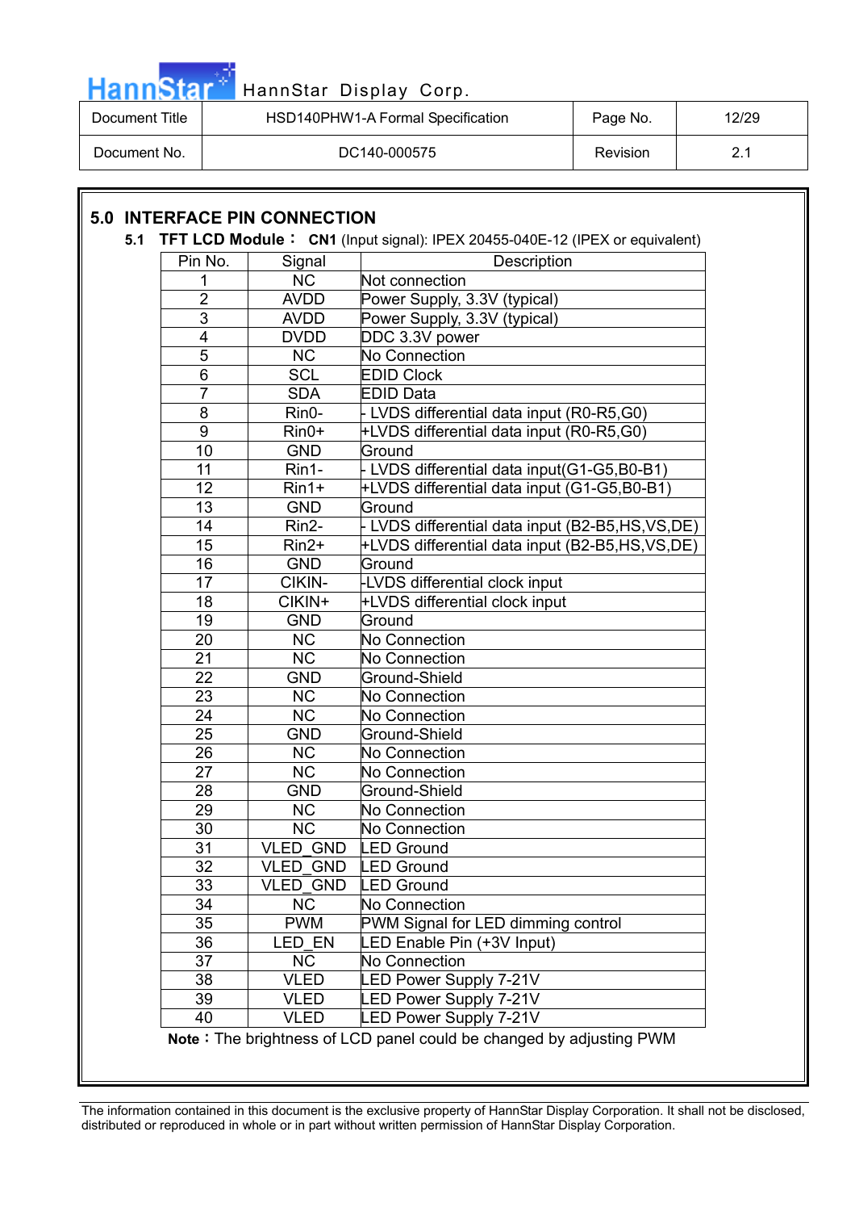## 5.0 INTERFACE PIN CONNECTION

**5.1 TFT LCD Module：** **CN1** (Input signal): IPEX 20455-040E-12 (IPEX or equivalent)

| Pin No. | Signal | Description |
|---|---|---|
| 1 | NC | Not connection |
| 2 | AVDD | Power Supply, 3.3V (typical) |
| 3 | AVDD | Power Supply, 3.3V (typical) |
| 4 | DVDD | DDC 3.3V power |
| 5 | NC | No Connection |
| 6 | SCL | EDID Clock |
| 7 | SDA | EDID Data |
| 8 | Rin0- | - LVDS differential data input (R0-R5,G0) |
| 9 | Rin0+ | +LVDS differential data input (R0-R5,G0) |
| 10 | GND | Ground |
| 11 | Rin1- | - LVDS differential data input(G1-G5,B0-B1) |
| 12 | Rin1+ | +LVDS differential data input (G1-G5,B0-B1) |
| 13 | GND | Ground |
| 14 | Rin2- | - LVDS differential data input (B2-B5,HS,VS,DE) |
| 15 | Rin2+ | +LVDS differential data input (B2-B5,HS,VS,DE) |
| 16 | GND | Ground |
| 17 | CIKIN- | -LVDS differential clock input |
| 18 | CIKIN+ | +LVDS differential clock input |
| 19 | GND | Ground |
| 20 | NC | No Connection |
| 21 | NC | No Connection |
| 22 | GND | Ground-Shield |
| 23 | NC | No Connection |
| 24 | NC | No Connection |
| 25 | GND | Ground-Shield |
| 26 | NC | No Connection |
| 27 | NC | No Connection |
| 28 | GND | Ground-Shield |
| 29 | NC | No Connection |
| 30 | NC | No Connection |
| 31 | VLED_GND | LED Ground |
| 32 | VLED_GND | LED Ground |
| 33 | VLED_GND | LED Ground |
| 34 | NC | No Connection |
| 35 | PWM | PWM Signal for LED dimming control |
| 36 | LED_EN | LED Enable Pin (+3V Input) |
| 37 | NC | No Connection |
| 38 | VLED | LED Power Supply 7-21V |
| 39 | VLED | LED Power Supply 7-21V |
| 40 | VLED | LED Power Supply 7-21V |

**Note：**The brightness of LCD panel could be changed by adjusting PWM

The information contained in this document is the exclusive property of HannStar Display Corporation. It shall not be disclosed, distributed or reproduced in whole or in part without written permission of HannStar Display Corporation.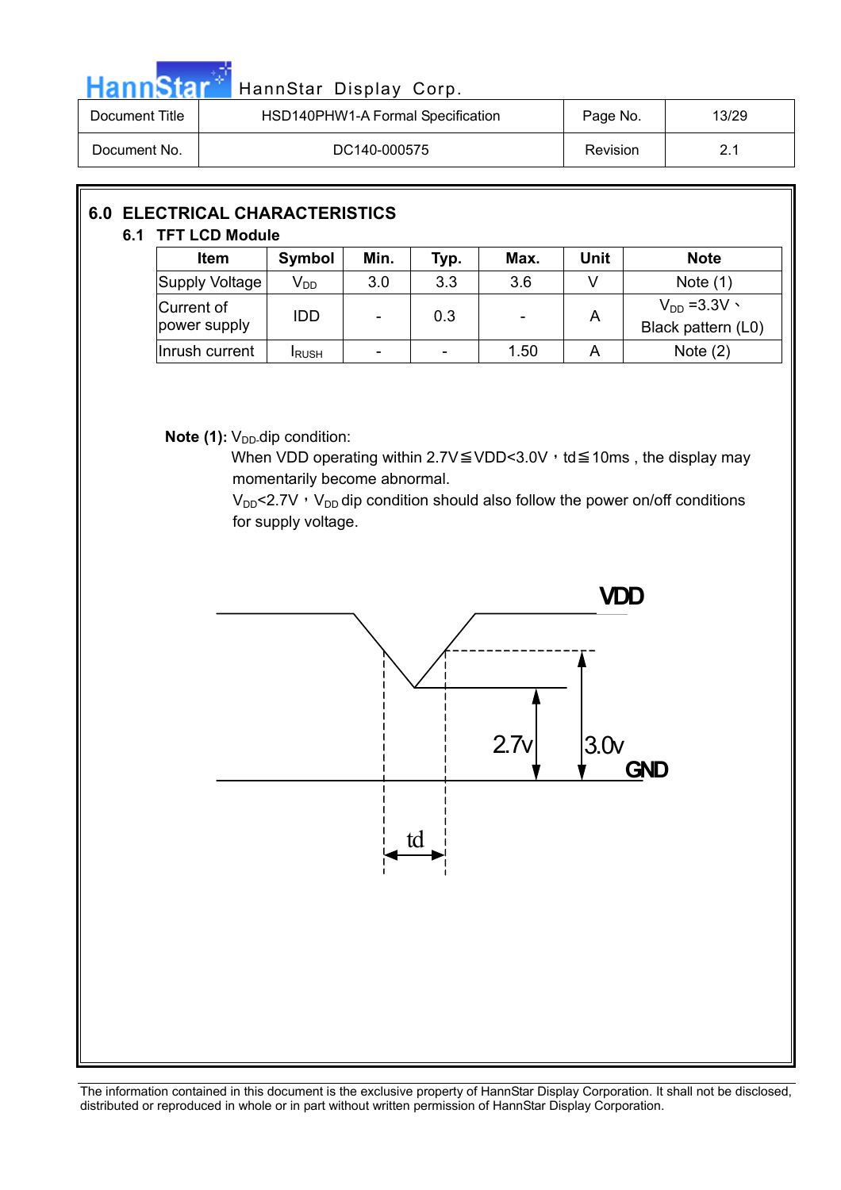## 6.0 ELECTRICAL CHARACTERISTICS

### 6.1 TFT LCD Module

| Item | Symbol | Min. | Typ. | Max. | Unit | Note |
|---|---|---|---|---|---|---|
| Supply Voltage | $V_{DD}$ | 3.0 | 3.3 | 3.6 | V | Note (1) |
| Current of power supply | IDD | - | 0.3 | - | A | $V_{DD}$ =3.3V、Black pattern (L0) |
| Inrush current | $I_{RUSH}$ | - | - | 1.50 | A | Note (2) |

**Note (1):** $V_{DD}$ dip condition:

When VDD operating within 2.7V≦VDD<3.0V，td≦10ms , the display may momentarily become abnormal.

$V_{DD}$<2.7V，$V_{DD}$ dip condition should also follow the power on/off conditions for supply voltage.

VDD

2.7v

3.0v

GND

td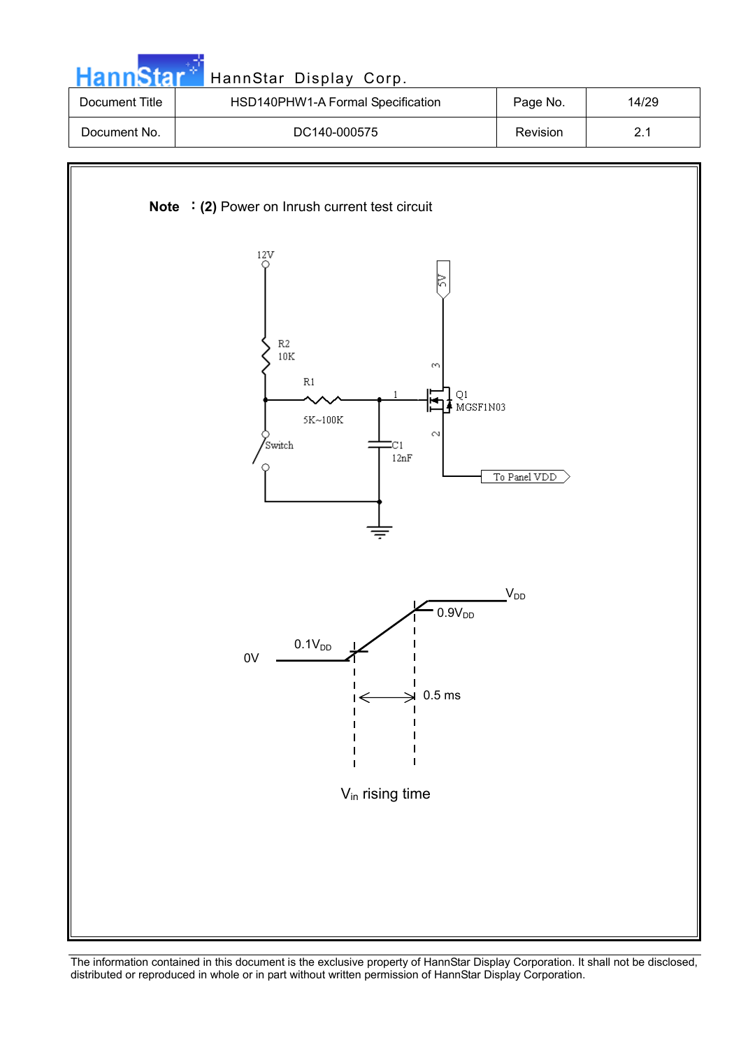**Note ：(2)** Power on Inrush current test circuit

12V

R2
10K

R1
5K~100K

Switch

C1
12nF

5V

Q1
MGSF1N03

To Panel VDD

$V_{DD}$

$0.9V_{DD}$

$0.1V_{DD}$

0V

0.5 ms

$V_{in}$ rising time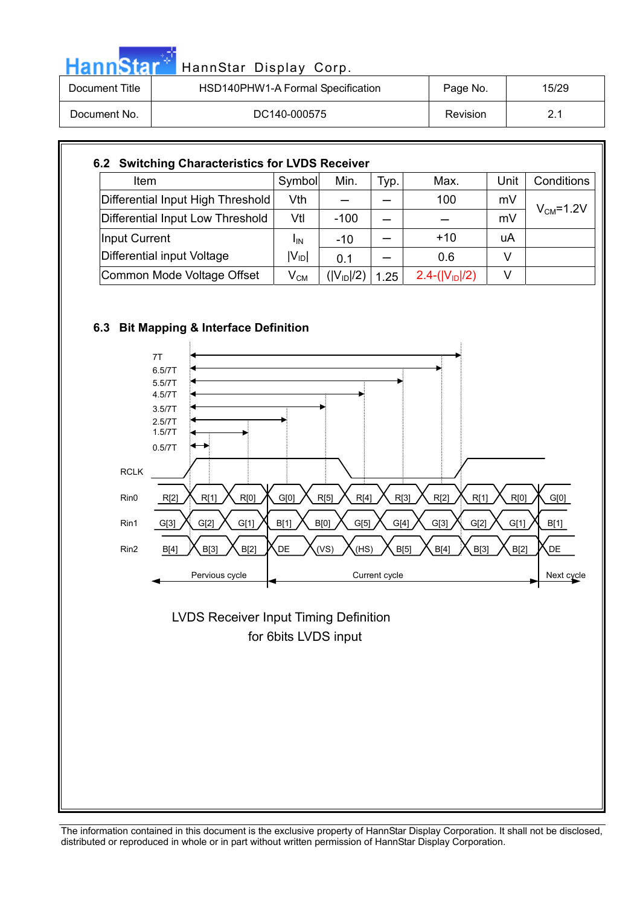## 6.2 Switching Characteristics for LVDS Receiver

| Item | Symbol | Min. | Typ. | Max. | Unit | Conditions |
|---|---|---|---|---|---|---|
| Differential Input High Threshold | Vth | – | – | 100 | mV | $V_{CM}$=1.2V |
| Differential Input Low Threshold | Vtl | -100 | – | – | mV | |
| Input Current | $I_{IN}$ | -10 | – | +10 | uA | |
| Differential input Voltage | $\|V_{ID}\|$ | 0.1 | – | 0.6 | V | |
| Common Mode Voltage Offset | $V_{CM}$ | $(\|V_{ID}\|/2)$ | 1.25 | $2.4-(\|V_{ID}\|/2)$ | V | |

## 6.3 Bit Mapping & Interface Definition

7T
6.5/7T
5.5/7T
4.5/7T
3.5/7T
2.5/7T
1.5/7T
0.5/7T

RCLK

| Signal | | | | | | | | | | | | |
|---|---|---|---|---|---|---|---|---|---|---|---|---|
| Rin0 | R[2] | R[1] | R[0] | G[0] | R[5] | R[4] | R[3] | R[2] | R[1] | R[0] | G[0] |
| Rin1 | G[3] | G[2] | G[1] | B[1] | B[0] | G[5] | G[4] | G[3] | G[2] | G[1] | B[1] |
| Rin2 | B[4] | B[3] | B[2] | DE | (VS) | (HS) | B[5] | B[4] | B[3] | B[2] | DE |

Pervious cycle | Current cycle | Next cycle

LVDS Receiver Input Timing Definition
for 6bits LVDS input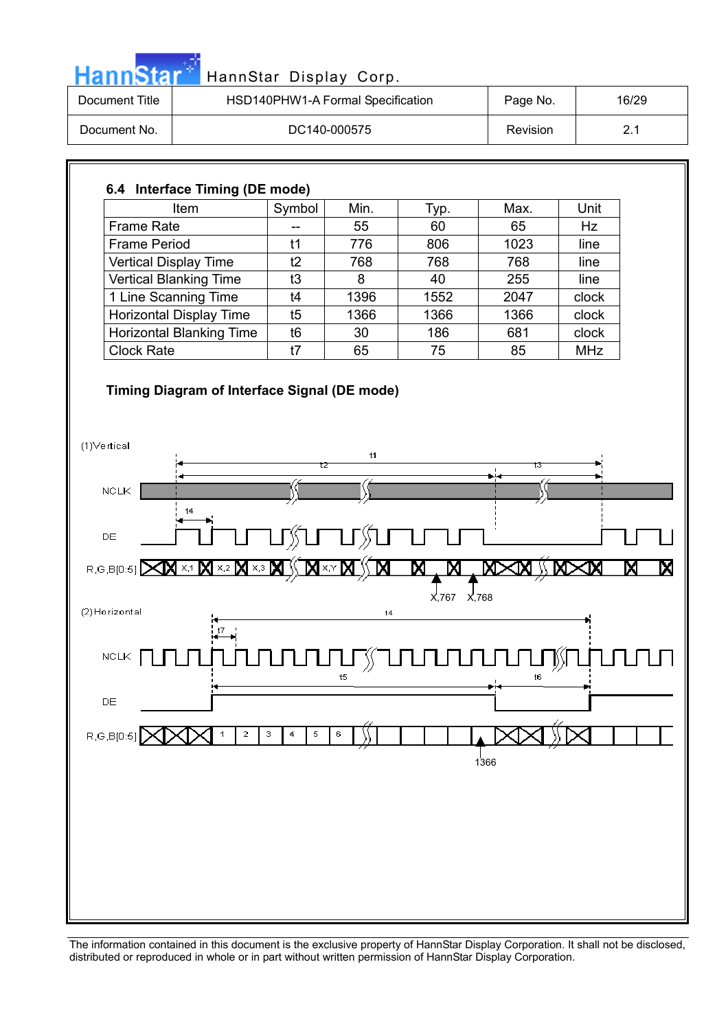### 6.4 Interface Timing (DE mode)

| Item | Symbol | Min. | Typ. | Max. | Unit |
|---|---|---|---|---|---|
| Frame Rate | -- | 55 | 60 | 65 | Hz |
| Frame Period | t1 | 776 | 806 | 1023 | line |
| Vertical Display Time | t2 | 768 | 768 | 768 | line |
| Vertical Blanking Time | t3 | 8 | 40 | 255 | line |
| 1 Line Scanning Time | t4 | 1396 | 1552 | 2047 | clock |
| Horizontal Display Time | t5 | 1366 | 1366 | 1366 | clock |
| Horizontal Blanking Time | t6 | 30 | 186 | 681 | clock |
| Clock Rate | t7 | 65 | 75 | 85 | MHz |

**Timing Diagram of Interface Signal (DE mode)**

(1)Vertical

t1, t2, t3, t4

NCLK

DE

R,G,B[0:5] — X,1 X,2 X,3 X,Y X,767 X,768

(2)Horizontal

t4, t7, t5, t6

NCLK

DE

R,G,B[0:5] — 1 2 3 4 5 6 1366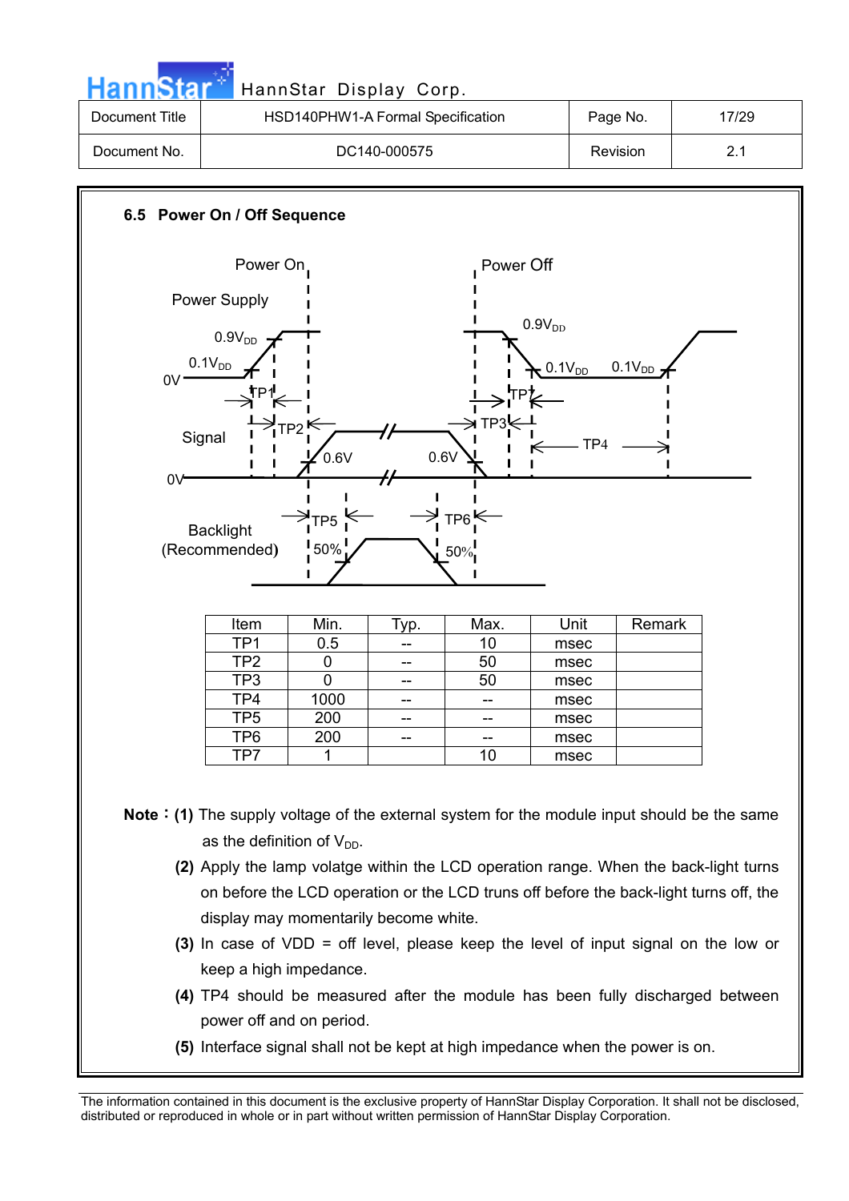### 6.5 Power On / Off Sequence

| Item | Min. | Typ. | Max. | Unit | Remark |
|---|---|---|---|---|---|
| TP1 | 0.5 | -- | 10 | msec | |
| TP2 | 0 | -- | 50 | msec | |
| TP3 | 0 | -- | 50 | msec | |
| TP4 | 1000 | -- | -- | msec | |
| TP5 | 200 | -- | -- | msec | |
| TP6 | 200 | -- | -- | msec | |
| TP7 | 1 | | 10 | msec | |

**Note：(1)** The supply voltage of the external system for the module input should be the same as the definition of $V_{DD}$.

**(2)** Apply the lamp volatge within the LCD operation range. When the back-light turns on before the LCD operation or the LCD truns off before the back-light turns off, the display may momentarily become white.

**(3)** In case of VDD = off level, please keep the level of input signal on the low or keep a high impedance.

**(4)** TP4 should be measured after the module has been fully discharged between power off and on period.

**(5)** Interface signal shall not be kept at high impedance when the power is on.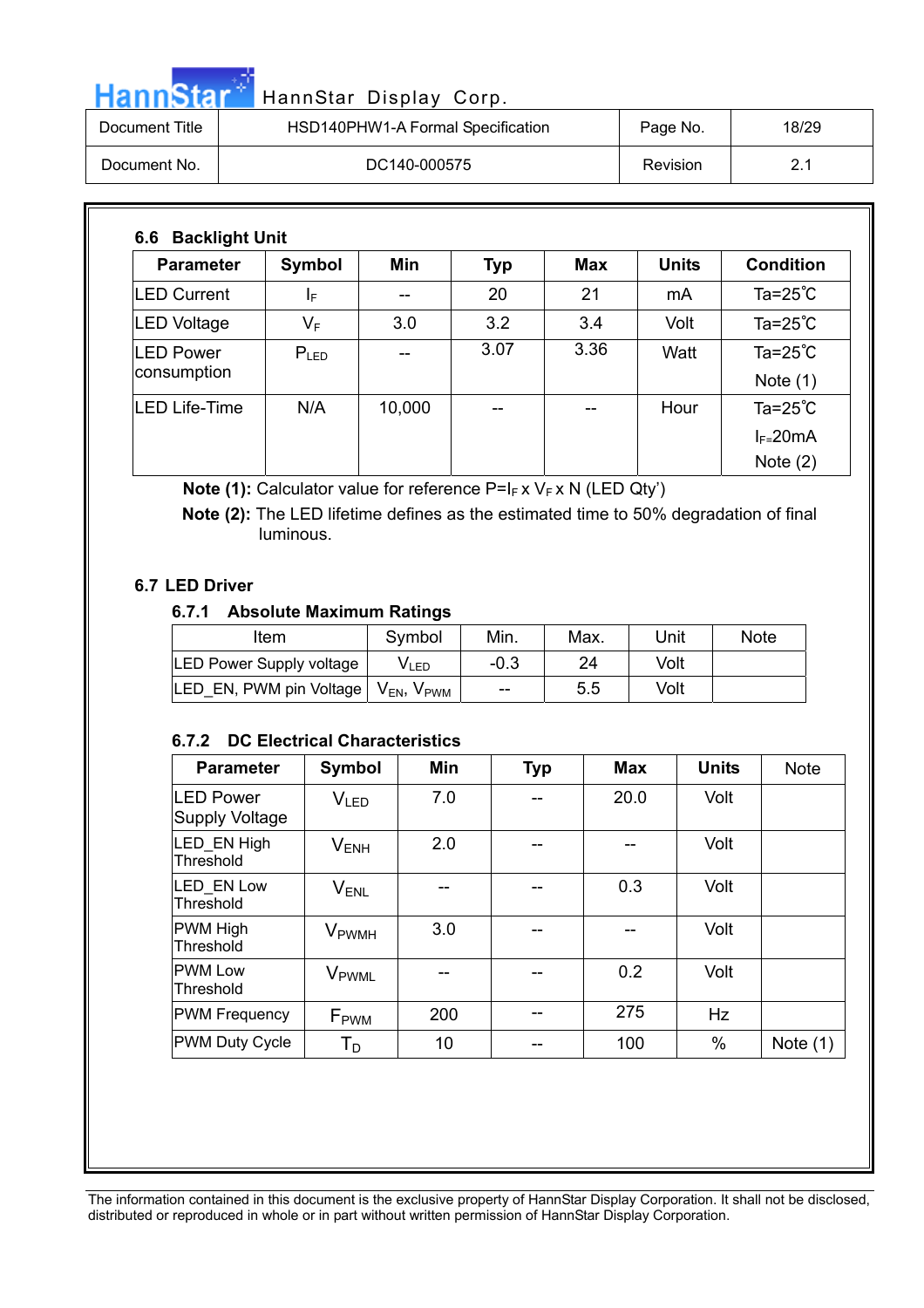### 6.6 Backlight Unit

| Parameter | Symbol | Min | Typ | Max | Units | Condition |
|---|---|---|---|---|---|---|
| LED Current | $I_F$ | -- | 20 | 21 | mA | Ta=25℃ |
| LED Voltage | $V_F$ | 3.0 | 3.2 | 3.4 | Volt | Ta=25℃ |
| LED Power consumption | $P_{LED}$ | -- | 3.07 | 3.36 | Watt | Ta=25℃ Note (1) |
| LED Life-Time | N/A | 10,000 | -- | -- | Hour | Ta=25℃ $I_F$=20mA Note (2) |

**Note (1):** Calculator value for reference P=$I_F$ x $V_F$ x N (LED Qty')

**Note (2):** The LED lifetime defines as the estimated time to 50% degradation of final luminous.

### 6.7 LED Driver

#### 6.7.1 Absolute Maximum Ratings

| Item | Symbol | Min. | Max. | Unit | Note |
|---|---|---|---|---|---|
| LED Power Supply voltage | $V_{LED}$ | -0.3 | 24 | Volt | |
| LED_EN, PWM pin Voltage | $V_{EN}$, $V_{PWM}$ | -- | 5.5 | Volt | |

#### 6.7.2 DC Electrical Characteristics

| Parameter | Symbol | Min | Typ | Max | Units | Note |
|---|---|---|---|---|---|---|
| LED Power Supply Voltage | $V_{LED}$ | 7.0 | -- | 20.0 | Volt | |
| LED_EN High Threshold | $V_{ENH}$ | 2.0 | -- | -- | Volt | |
| LED_EN Low Threshold | $V_{ENL}$ | -- | -- | 0.3 | Volt | |
| PWM High Threshold | $V_{PWMH}$ | 3.0 | -- | -- | Volt | |
| PWM Low Threshold | $V_{PWML}$ | -- | -- | 0.2 | Volt | |
| PWM Frequency | $F_{PWM}$ | 200 | -- | 275 | Hz | |
| PWM Duty Cycle | $T_D$ | 10 | -- | 100 | % | Note (1) |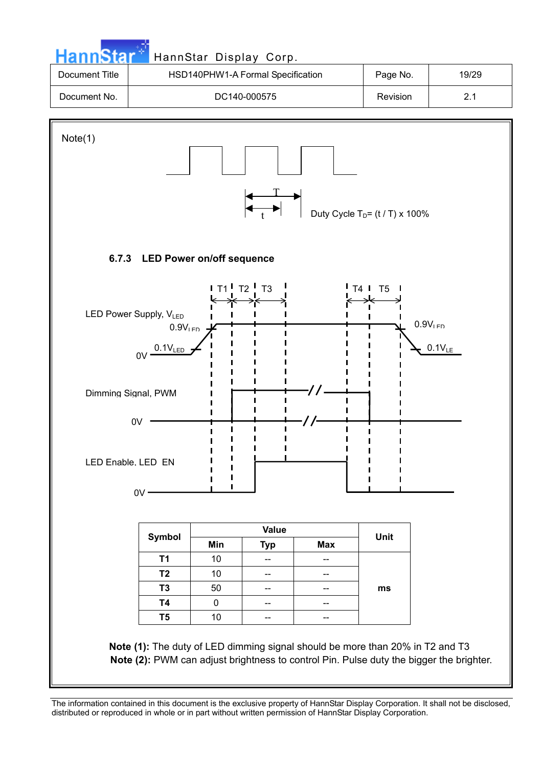Note(1)

Duty Cycle $T_D$= (t / T) x 100%

### 6.7.3 LED Power on/off sequence

LED Power Supply, $V_{LED}$

$0.9V_{LED}$

$0.1V_{LED}$

0V

Dimming Signal, PWM

0V

LED Enable, LED_EN

0V

| Symbol | Value | | | Unit |
|---|---|---|---|---|
| | Min | Typ | Max | |
| T1 | 10 | -- | -- | ms |
| T2 | 10 | -- | -- | |
| T3 | 50 | -- | -- | |
| T4 | 0 | -- | -- | |
| T5 | 10 | -- | -- | |

**Note (1):** The duty of LED dimming signal should be more than 20% in T2 and T3

**Note (2):** PWM can adjust brightness to control Pin. Pulse duty the bigger the brighter.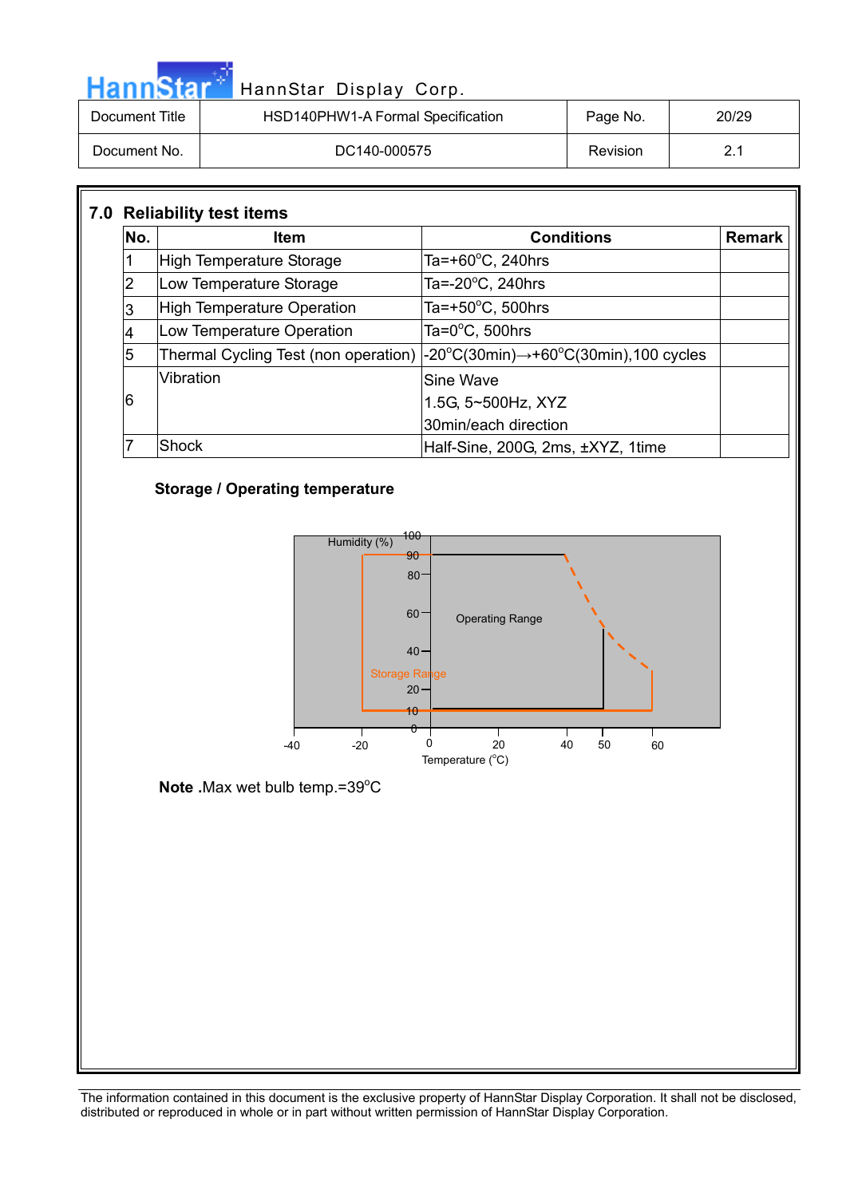## 7.0 Reliability test items

| No. | Item | Conditions | Remark |
|---|---|---|---|
| 1 | High Temperature Storage | Ta=+60°C, 240hrs | |
| 2 | Low Temperature Storage | Ta=-20°C, 240hrs | |
| 3 | High Temperature Operation | Ta=+50°C, 500hrs | |
| 4 | Low Temperature Operation | Ta=0°C, 500hrs | |
| 5 | Thermal Cycling Test (non operation) | -20°C(30min)→+60°C(30min),100 cycles | |
| 6 | Vibration | Sine Wave<br>1.5G, 5~500Hz, XYZ<br>30min/each direction | |
| 7 | Shock | Half-Sine, 200G, 2ms, ±XYZ, 1time | |

**Storage / Operating temperature**

**Note** .Max wet bulb temp.=39°C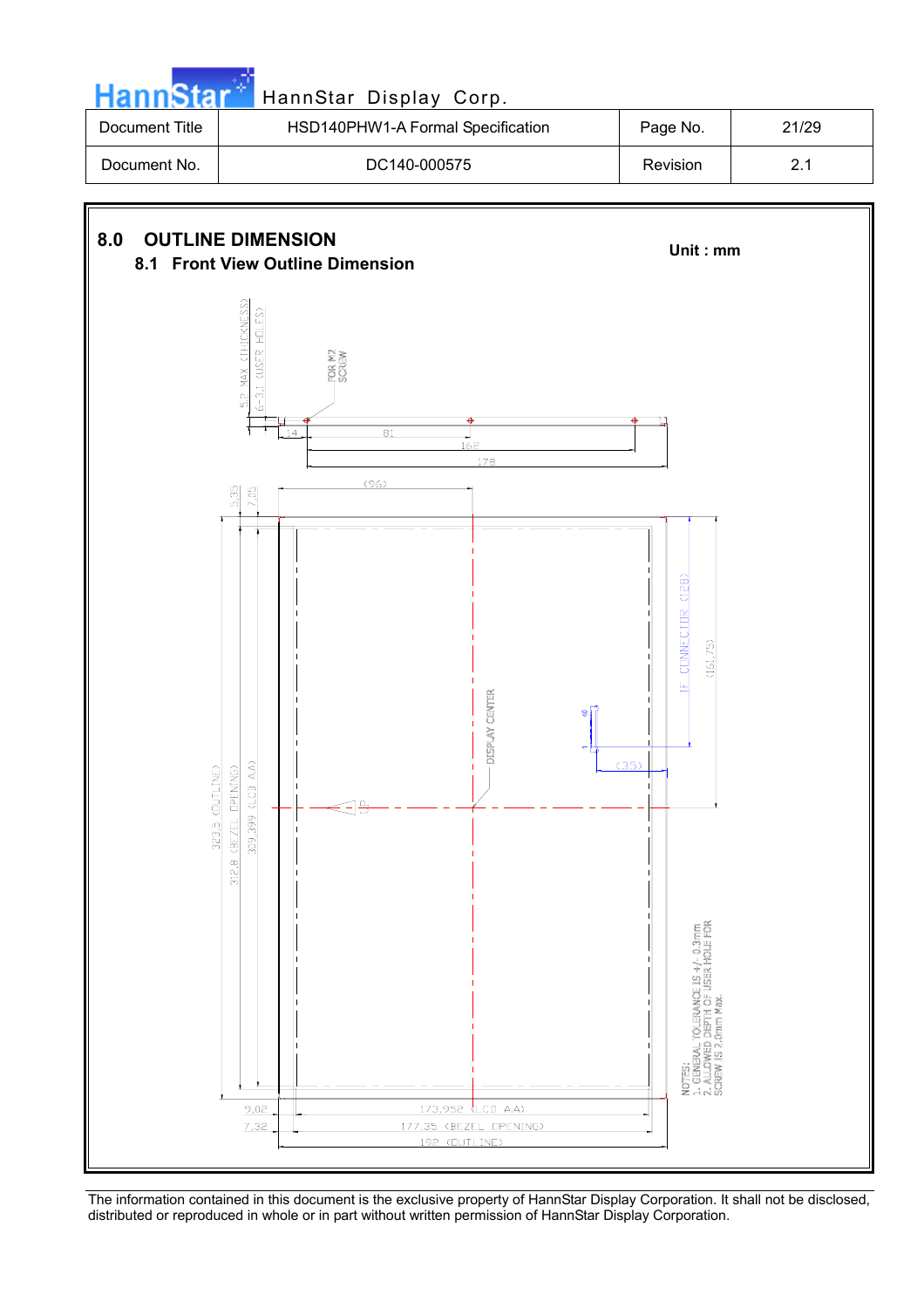## 8.0 OUTLINE DIMENSION

**Unit : mm**

### 8.1 Front View Outline Dimension

5.2 MAX (THICKNESS)

6-3.1 (USER HOLES)

FOR M2 SCREW

14

81

162

178

(96)

5.35

7.05

323.5 (OUTLINE)

312.8 (BEZEL OPENING)

309.399 (LCD A.A)

DISPLAY CENTER

UP

IF CONNECTOR (128)

(161.75)

40

(35)

9.02

7.32

173.952 (LCD A.A)

177.35 (BEZEL OPENING)

192 (OUTLINE)

NOTES:
1. GENERAL TOLERANCE IS +/- 0.3mm
2. ALLOWED DEPTH OF USER HOLE FOR SCREW IS 2.0mm Max.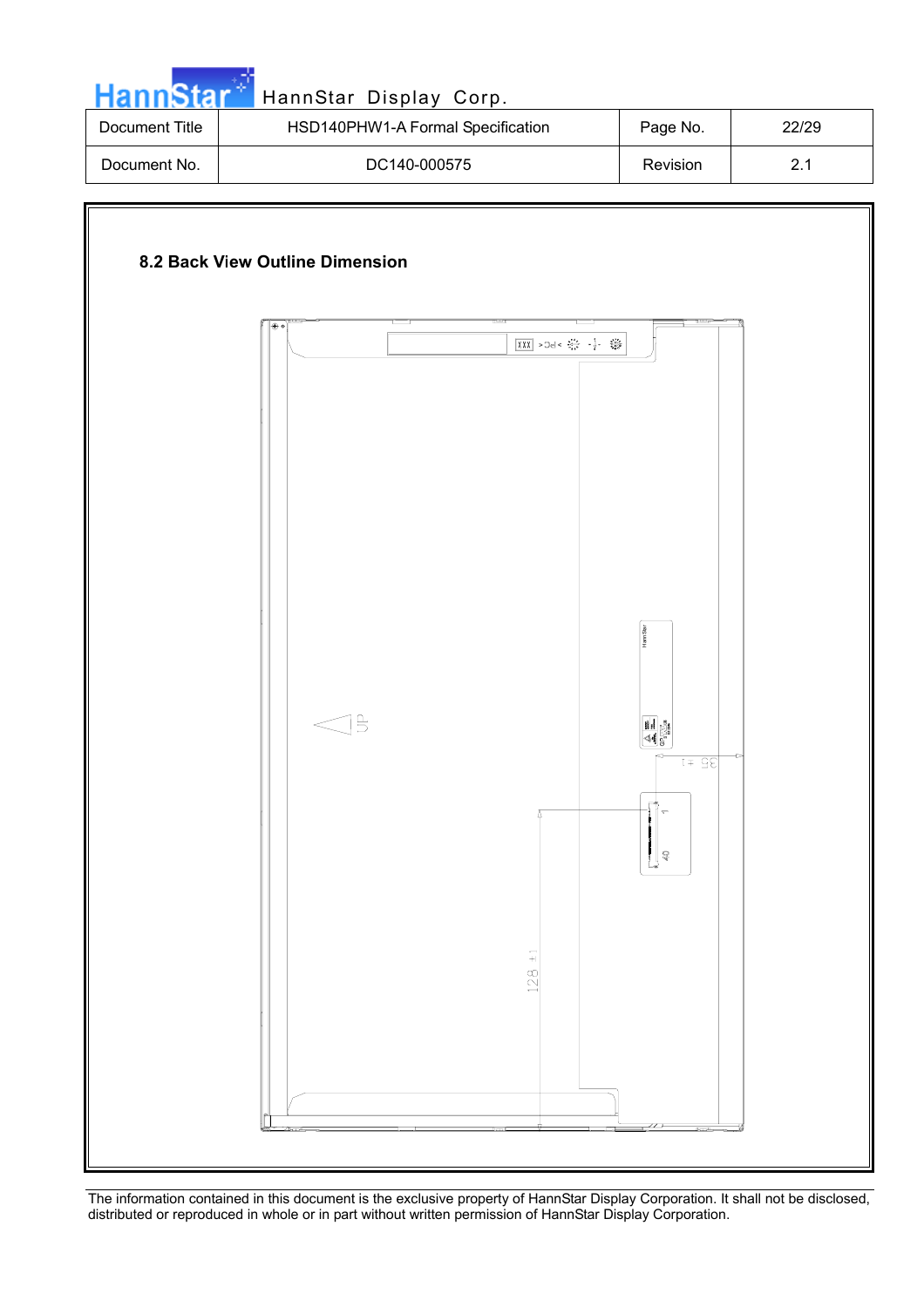## 8.2 Back View Outline Dimension

UP

35 ±1

128 ±1

1

40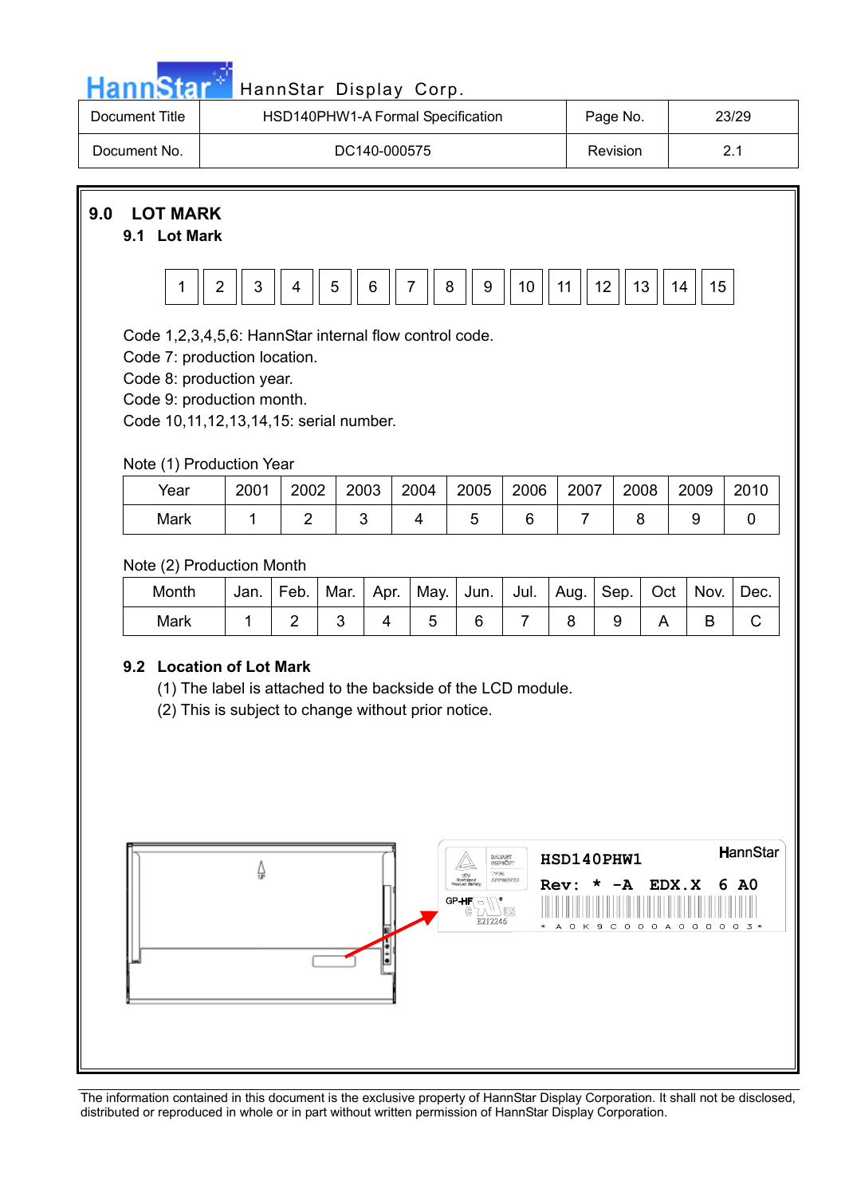## 9.0 LOT MARK

### 9.1 Lot Mark

| 1 | 2 | 3 | 4 | 5 | 6 | 7 | 8 | 9 | 10 | 11 | 12 | 13 | 14 | 15 |
|---|---|---|---|---|---|---|---|---|---|---|---|---|---|---|

Code 1,2,3,4,5,6: HannStar internal flow control code.
Code 7: production location.
Code 8: production year.
Code 9: production month.
Code 10,11,12,13,14,15: serial number.

Note (1) Production Year

| Year | 2001 | 2002 | 2003 | 2004 | 2005 | 2006 | 2007 | 2008 | 2009 | 2010 |
|---|---|---|---|---|---|---|---|---|---|---|
| Mark | 1 | 2 | 3 | 4 | 5 | 6 | 7 | 8 | 9 | 0 |

Note (2) Production Month

| Month | Jan. | Feb. | Mar. | Apr. | May. | Jun. | Jul. | Aug. | Sep. | Oct | Nov. | Dec. |
|---|---|---|---|---|---|---|---|---|---|---|---|---|
| Mark | 1 | 2 | 3 | 4 | 5 | 6 | 7 | 8 | 9 | A | B | C |

### 9.2 Location of Lot Mark

(1) The label is attached to the backside of the LCD module.
(2) This is subject to change without prior notice.

HSD140PHW1
HannStar
Rev: * -A EDX.X 6 A0
* A 0 K 9 C 0 0 0 A 0 0 0 0 0 3 *
GP-HF
E212246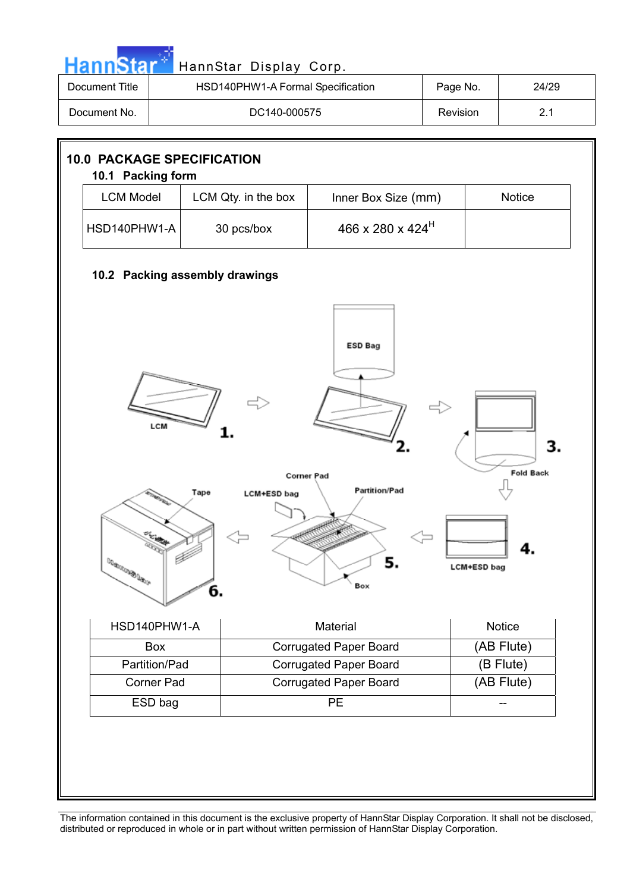## 10.0 PACKAGE SPECIFICATION

### 10.1 Packing form

| LCM Model | LCM Qty. in the box | Inner Box Size (mm) | Notice |
|---|---|---|---|
| HSD140PHW1-A | 30 pcs/box | 466 x 280 x 424$^{H}$ | |

### 10.2 Packing assembly drawings

| HSD140PHW1-A | Material | Notice |
|---|---|---|
| Box | Corrugated Paper Board | (AB Flute) |
| Partition/Pad | Corrugated Paper Board | (B Flute) |
| Corner Pad | Corrugated Paper Board | (AB Flute) |
| ESD bag | PE | -- |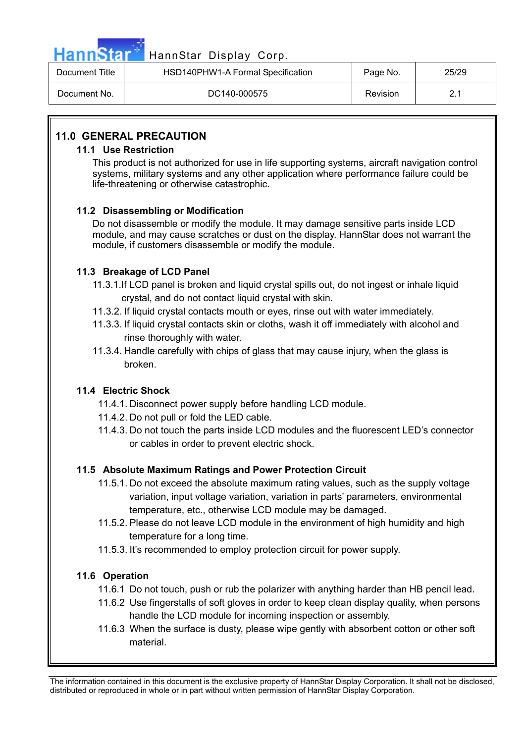## 11.0 GENERAL PRECAUTION

### 11.1 Use Restriction

This product is not authorized for use in life supporting systems, aircraft navigation control systems, military systems and any other application where performance failure could be life-threatening or otherwise catastrophic.

### 11.2 Disassembling or Modification

Do not disassemble or modify the module. It may damage sensitive parts inside LCD module, and may cause scratches or dust on the display. HannStar does not warrant the module, if customers disassemble or modify the module.

### 11.3 Breakage of LCD Panel

11.3.1.If LCD panel is broken and liquid crystal spills out, do not ingest or inhale liquid crystal, and do not contact liquid crystal with skin.

11.3.2. If liquid crystal contacts mouth or eyes, rinse out with water immediately.

11.3.3. If liquid crystal contacts skin or cloths, wash it off immediately with alcohol and rinse thoroughly with water.

11.3.4. Handle carefully with chips of glass that may cause injury, when the glass is broken.

### 11.4 Electric Shock

11.4.1. Disconnect power supply before handling LCD module.

11.4.2. Do not pull or fold the LED cable.

11.4.3. Do not touch the parts inside LCD modules and the fluorescent LED's connector or cables in order to prevent electric shock.

### 11.5 Absolute Maximum Ratings and Power Protection Circuit

11.5.1. Do not exceed the absolute maximum rating values, such as the supply voltage variation, input voltage variation, variation in parts' parameters, environmental temperature, etc., otherwise LCD module may be damaged.

11.5.2. Please do not leave LCD module in the environment of high humidity and high temperature for a long time.

11.5.3. It's recommended to employ protection circuit for power supply.

### 11.6 Operation

11.6.1 Do not touch, push or rub the polarizer with anything harder than HB pencil lead.

11.6.2 Use fingerstalls of soft gloves in order to keep clean display quality, when persons handle the LCD module for incoming inspection or assembly.

11.6.3 When the surface is dusty, please wipe gently with absorbent cotton or other soft material.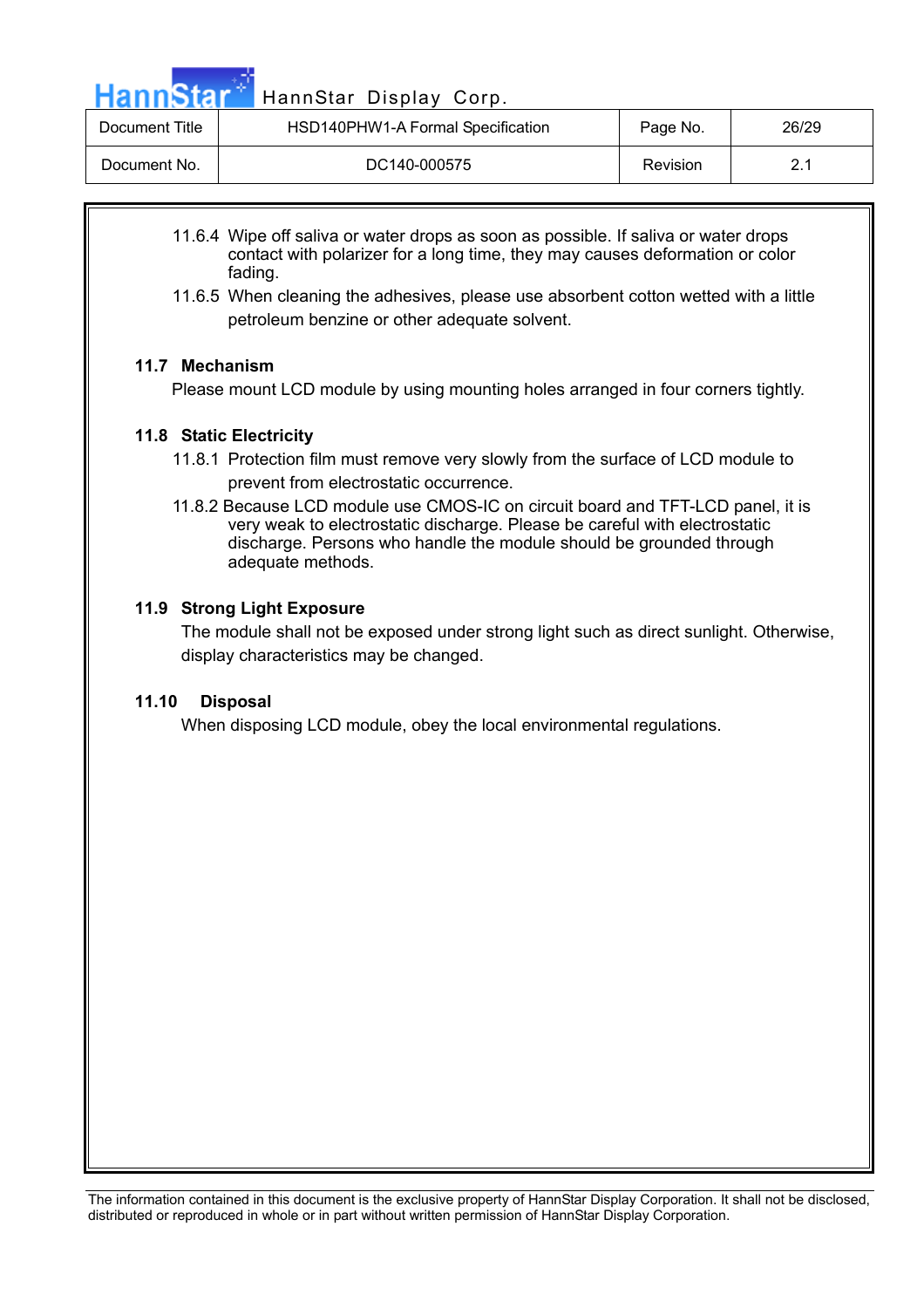11.6.4 Wipe off saliva or water drops as soon as possible. If saliva or water drops contact with polarizer for a long time, they may causes deformation or color fading.

11.6.5 When cleaning the adhesives, please use absorbent cotton wetted with a little petroleum benzine or other adequate solvent.

### 11.7 Mechanism

Please mount LCD module by using mounting holes arranged in four corners tightly.

### 11.8 Static Electricity

11.8.1 Protection film must remove very slowly from the surface of LCD module to prevent from electrostatic occurrence.

11.8.2 Because LCD module use CMOS-IC on circuit board and TFT-LCD panel, it is very weak to electrostatic discharge. Please be careful with electrostatic discharge. Persons who handle the module should be grounded through adequate methods.

### 11.9 Strong Light Exposure

The module shall not be exposed under strong light such as direct sunlight. Otherwise, display characteristics may be changed.

### 11.10 Disposal

When disposing LCD module, obey the local environmental regulations.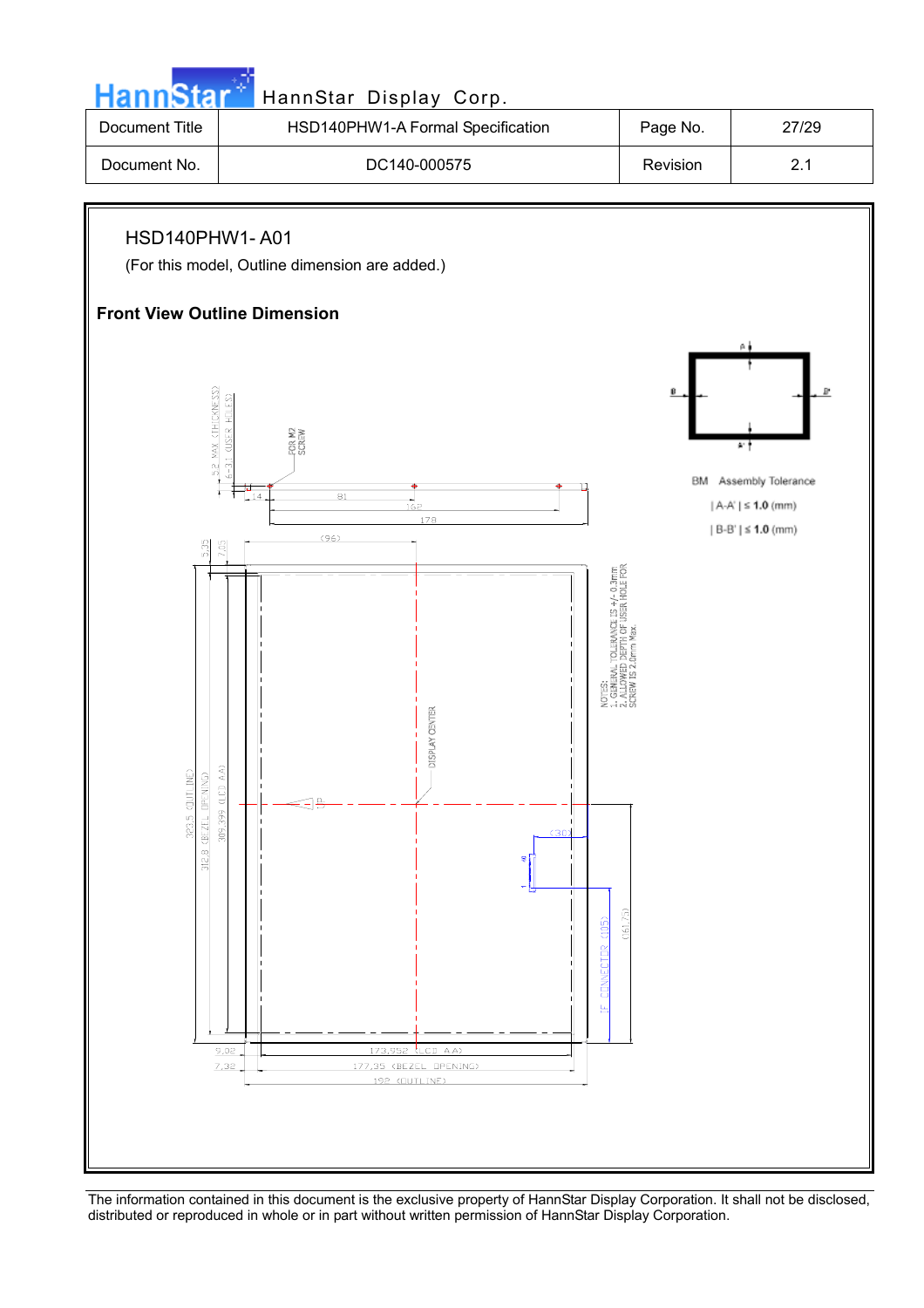HSD140PHW1- A01

(For this model, Outline dimension are added.)

**Front View Outline Dimension**

5.2 MAX (THICKNESS)

6-3.1 (USER HOLES)

FOR M2 SCREW

14

81

162

178

(96)

5.35

7.05

323.5 (OUTLINE)

312.8 (BEZEL OPENING)

309.399 (LCD AA)

DISPLAY CENTER

NOTES:
1. GENERAL TOLERANCE IS +/- 0.3mm
2. ALLOWED DEPTH OF USER HOLE FOR SCREW IS 2.0mm Max.

(30)

IF CONNECTOR (105)

(161.75)

9.02

7.32

173.952 (LCD AA)

177.35 (BEZEL OPENING)

192 (OUTLINE)

BM Assembly Tolerance

| A-A' | ≤ **1.0** (mm)

| B-B' | ≤ **1.0** (mm)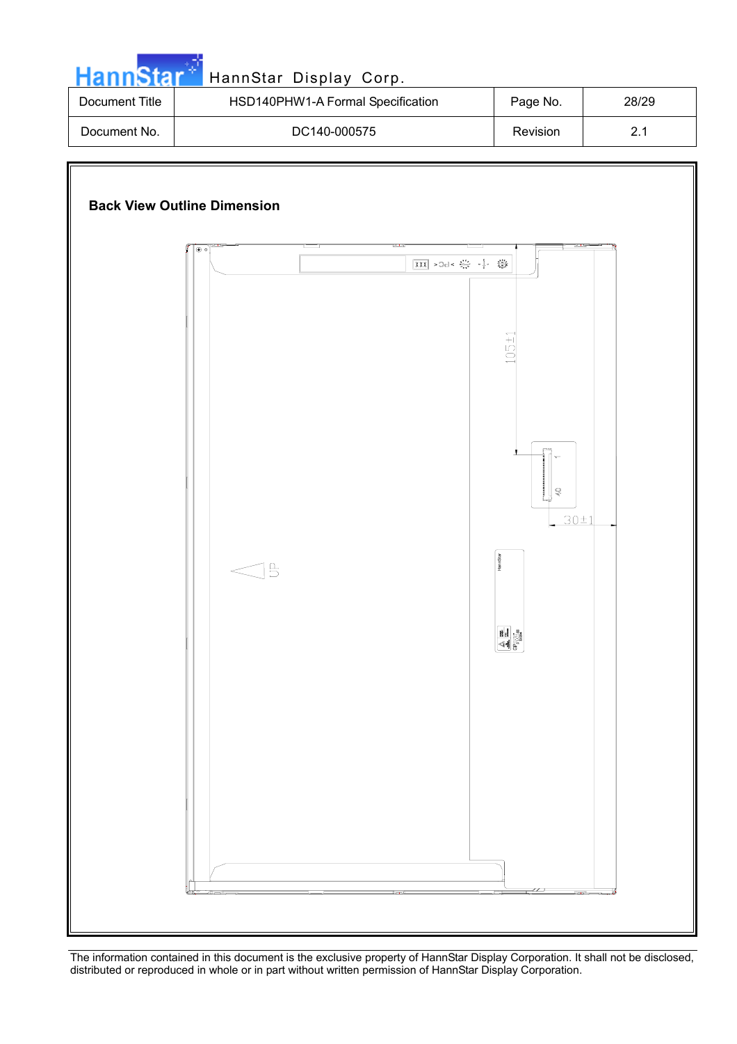| Document Title | HSD140PHW1-A Formal Specification | Page No. | 28/29 |
| --- | --- | --- | --- |
| Document No. | DC140-000575 | Revision | 2.1 |

**Back View Outline Dimension**

105±1

30±1

1

40

UP

The information contained in this document is the exclusive property of HannStar Display Corporation. It shall not be disclosed, distributed or reproduced in whole or in part without written permission of HannStar Display Corporation.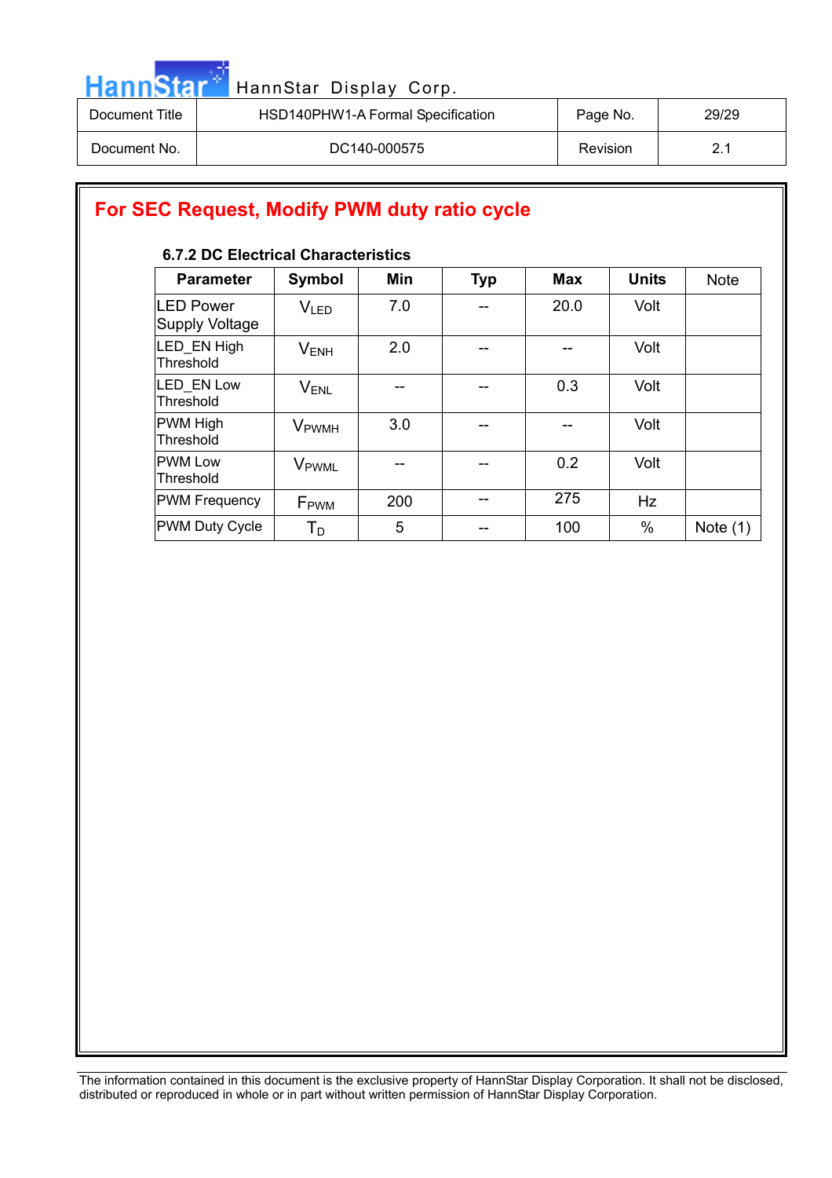## For SEC Request, Modify PWM duty ratio cycle

### 6.7.2 DC Electrical Characteristics

| Parameter | Symbol | Min | Typ | Max | Units | Note |
|---|---|---|---|---|---|---|
| LED Power Supply Voltage | $V_{LED}$ | 7.0 | -- | 20.0 | Volt | |
| LED_EN High Threshold | $V_{ENH}$ | 2.0 | -- | -- | Volt | |
| LED_EN Low Threshold | $V_{ENL}$ | -- | -- | 0.3 | Volt | |
| PWM High Threshold | $V_{PWMH}$ | 3.0 | -- | -- | Volt | |
| PWM Low Threshold | $V_{PWML}$ | -- | -- | 0.2 | Volt | |
| PWM Frequency | $F_{PWM}$ | 200 | -- | 275 | Hz | |
| PWM Duty Cycle | $T_D$ | 5 | -- | 100 | % | Note (1) |